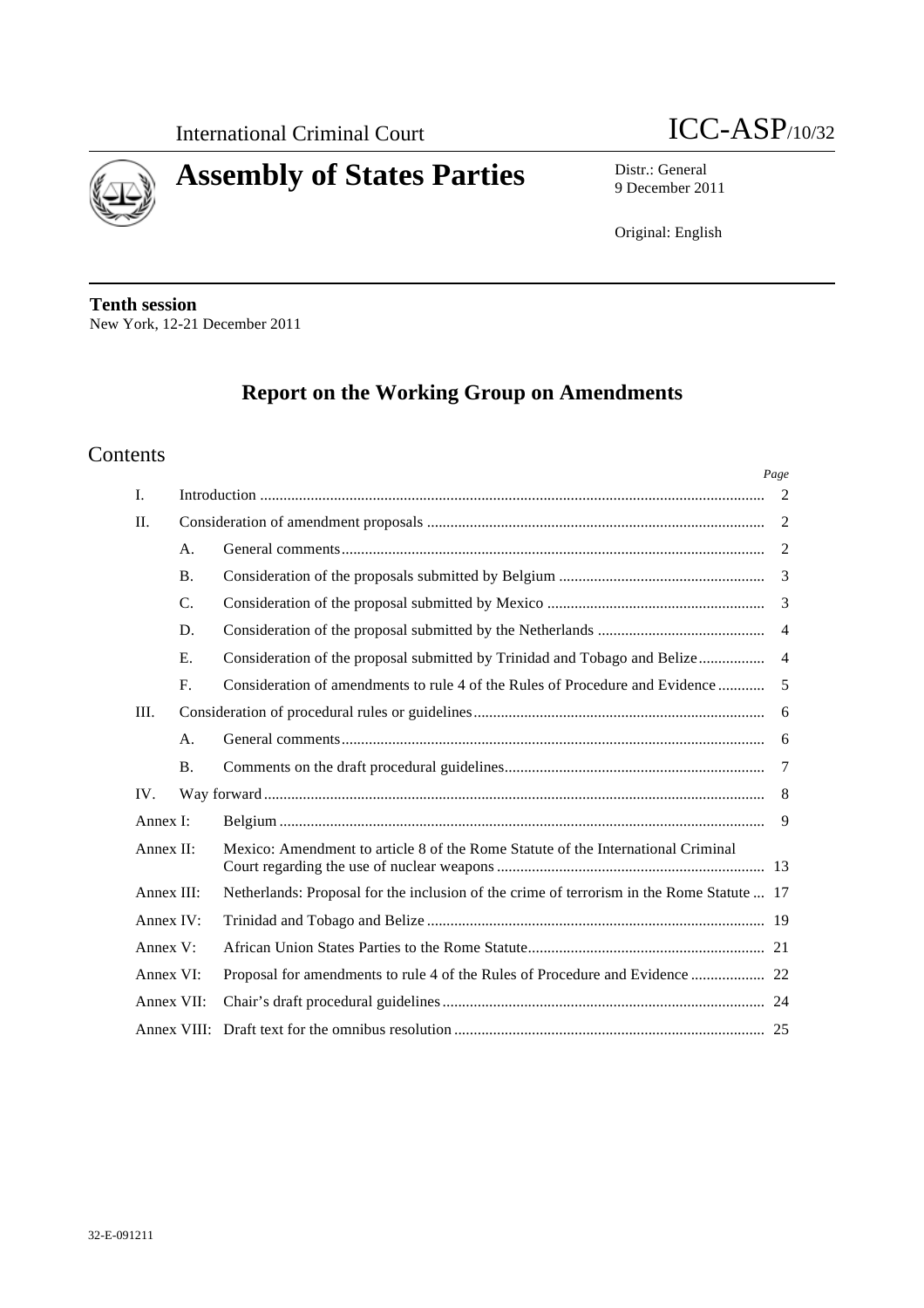International Criminal Court

ICC-ASP/10/32

# Assembly of States Parties

Distr.: General
9 December 2011

Original: English

**Tenth session**
New York, 12-21 December 2011

## Report on the Working Group on Amendments

## Contents

| | | | Page |
|---|---|---|---|
| I. | | Introduction | 2 |
| II. | | Consideration of amendment proposals | 2 |
| | A. | General comments | 2 |
| | B. | Consideration of the proposals submitted by Belgium | 3 |
| | C. | Consideration of the proposal submitted by Mexico | 3 |
| | D. | Consideration of the proposal submitted by the Netherlands | 4 |
| | E. | Consideration of the proposal submitted by Trinidad and Tobago and Belize | 4 |
| | F. | Consideration of amendments to rule 4 of the Rules of Procedure and Evidence | 5 |
| III. | | Consideration of procedural rules or guidelines | 6 |
| | A. | General comments | 6 |
| | B. | Comments on the draft procedural guidelines | 7 |
| IV. | | Way forward | 8 |
| Annex I: | | Belgium | 9 |
| Annex II: | | Mexico: Amendment to article 8 of the Rome Statute of the International Criminal Court regarding the use of nuclear weapons | 13 |
| Annex III: | | Netherlands: Proposal for the inclusion of the crime of terrorism in the Rome Statute | 17 |
| Annex IV: | | Trinidad and Tobago and Belize | 19 |
| Annex V: | | African Union States Parties to the Rome Statute | 21 |
| Annex VI: | | Proposal for amendments to rule 4 of the Rules of Procedure and Evidence | 22 |
| Annex VII: | | Chair's draft procedural guidelines | 24 |
| Annex VIII: | | Draft text for the omnibus resolution | 25 |

32-E-091211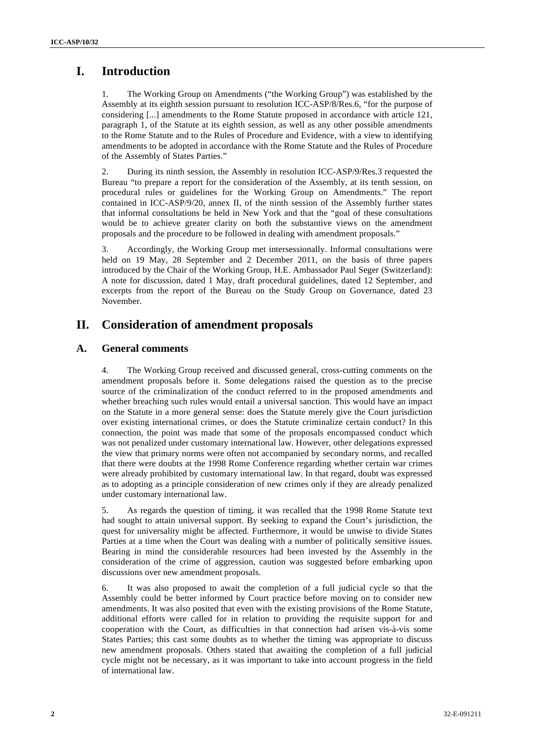# I. Introduction

1. The Working Group on Amendments ("the Working Group") was established by the Assembly at its eighth session pursuant to resolution ICC-ASP/8/Res.6, "for the purpose of considering [...] amendments to the Rome Statute proposed in accordance with article 121, paragraph 1, of the Statute at its eighth session, as well as any other possible amendments to the Rome Statute and to the Rules of Procedure and Evidence, with a view to identifying amendments to be adopted in accordance with the Rome Statute and the Rules of Procedure of the Assembly of States Parties."

2. During its ninth session, the Assembly in resolution ICC-ASP/9/Res.3 requested the Bureau "to prepare a report for the consideration of the Assembly, at its tenth session, on procedural rules or guidelines for the Working Group on Amendments." The report contained in ICC-ASP/9/20, annex II, of the ninth session of the Assembly further states that informal consultations be held in New York and that the "goal of these consultations would be to achieve greater clarity on both the substantive views on the amendment proposals and the procedure to be followed in dealing with amendment proposals."

3. Accordingly, the Working Group met intersessionally. Informal consultations were held on 19 May, 28 September and 2 December 2011, on the basis of three papers introduced by the Chair of the Working Group, H.E. Ambassador Paul Seger (Switzerland): A note for discussion, dated 1 May, draft procedural guidelines, dated 12 September, and excerpts from the report of the Bureau on the Study Group on Governance, dated 23 November.

# II. Consideration of amendment proposals

## A. General comments

4. The Working Group received and discussed general, cross-cutting comments on the amendment proposals before it. Some delegations raised the question as to the precise source of the criminalization of the conduct referred to in the proposed amendments and whether breaching such rules would entail a universal sanction. This would have an impact on the Statute in a more general sense: does the Statute merely give the Court jurisdiction over existing international crimes, or does the Statute criminalize certain conduct? In this connection, the point was made that some of the proposals encompassed conduct which was not penalized under customary international law. However, other delegations expressed the view that primary norms were often not accompanied by secondary norms, and recalled that there were doubts at the 1998 Rome Conference regarding whether certain war crimes were already prohibited by customary international law. In that regard, doubt was expressed as to adopting as a principle consideration of new crimes only if they are already penalized under customary international law.

5. As regards the question of timing, it was recalled that the 1998 Rome Statute text had sought to attain universal support. By seeking to expand the Court's jurisdiction, the quest for universality might be affected. Furthermore, it would be unwise to divide States Parties at a time when the Court was dealing with a number of politically sensitive issues. Bearing in mind the considerable resources had been invested by the Assembly in the consideration of the crime of aggression, caution was suggested before embarking upon discussions over new amendment proposals.

6. It was also proposed to await the completion of a full judicial cycle so that the Assembly could be better informed by Court practice before moving on to consider new amendments. It was also posited that even with the existing provisions of the Rome Statute, additional efforts were called for in relation to providing the requisite support for and cooperation with the Court, as difficulties in that connection had arisen vis-à-vis some States Parties; this cast some doubts as to whether the timing was appropriate to discuss new amendment proposals. Others stated that awaiting the completion of a full judicial cycle might not be necessary, as it was important to take into account progress in the field of international law.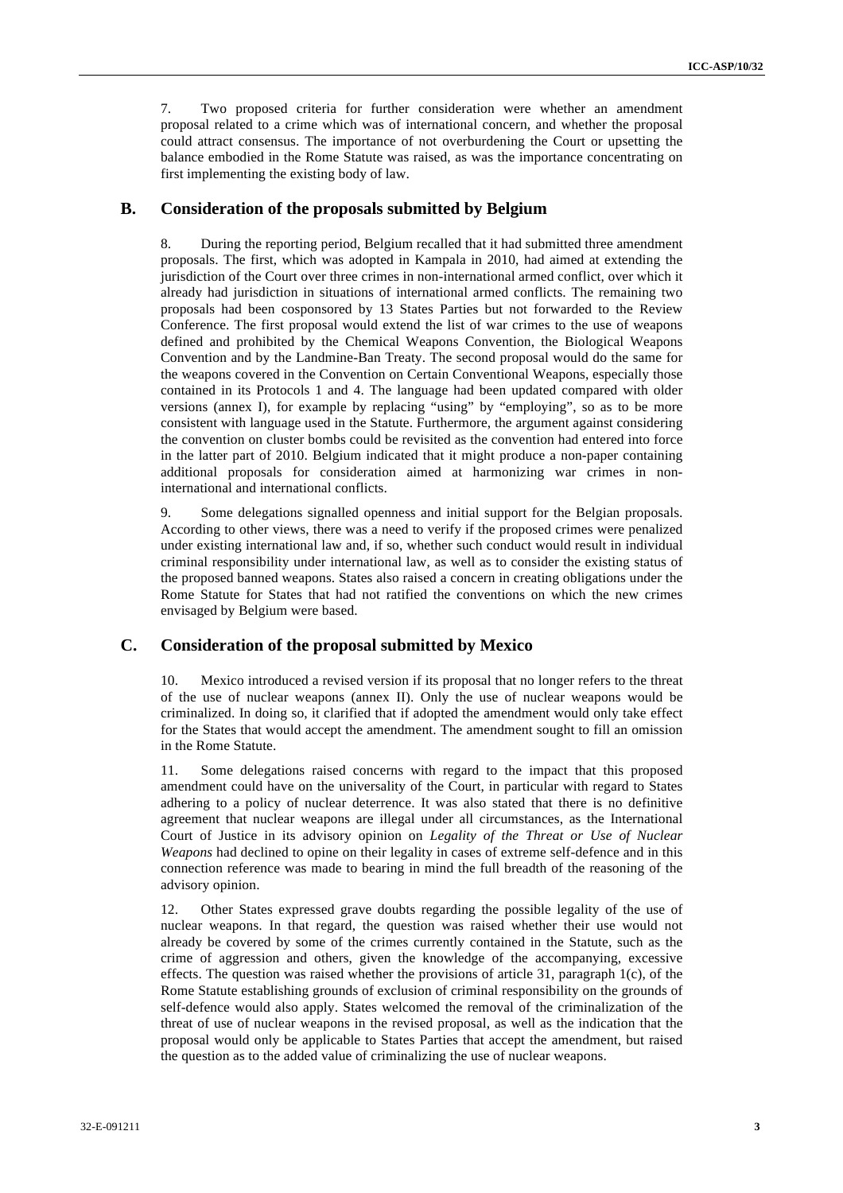7. Two proposed criteria for further consideration were whether an amendment proposal related to a crime which was of international concern, and whether the proposal could attract consensus. The importance of not overburdening the Court or upsetting the balance embodied in the Rome Statute was raised, as was the importance concentrating on first implementing the existing body of law.

## B. Consideration of the proposals submitted by Belgium

8. During the reporting period, Belgium recalled that it had submitted three amendment proposals. The first, which was adopted in Kampala in 2010, had aimed at extending the jurisdiction of the Court over three crimes in non-international armed conflict, over which it already had jurisdiction in situations of international armed conflicts. The remaining two proposals had been cosponsored by 13 States Parties but not forwarded to the Review Conference. The first proposal would extend the list of war crimes to the use of weapons defined and prohibited by the Chemical Weapons Convention, the Biological Weapons Convention and by the Landmine-Ban Treaty. The second proposal would do the same for the weapons covered in the Convention on Certain Conventional Weapons, especially those contained in its Protocols 1 and 4. The language had been updated compared with older versions (annex I), for example by replacing "using" by "employing", so as to be more consistent with language used in the Statute. Furthermore, the argument against considering the convention on cluster bombs could be revisited as the convention had entered into force in the latter part of 2010. Belgium indicated that it might produce a non-paper containing additional proposals for consideration aimed at harmonizing war crimes in non-international and international conflicts.

9. Some delegations signalled openness and initial support for the Belgian proposals. According to other views, there was a need to verify if the proposed crimes were penalized under existing international law and, if so, whether such conduct would result in individual criminal responsibility under international law, as well as to consider the existing status of the proposed banned weapons. States also raised a concern in creating obligations under the Rome Statute for States that had not ratified the conventions on which the new crimes envisaged by Belgium were based.

## C. Consideration of the proposal submitted by Mexico

10. Mexico introduced a revised version if its proposal that no longer refers to the threat of the use of nuclear weapons (annex II). Only the use of nuclear weapons would be criminalized. In doing so, it clarified that if adopted the amendment would only take effect for the States that would accept the amendment. The amendment sought to fill an omission in the Rome Statute.

11. Some delegations raised concerns with regard to the impact that this proposed amendment could have on the universality of the Court, in particular with regard to States adhering to a policy of nuclear deterrence. It was also stated that there is no definitive agreement that nuclear weapons are illegal under all circumstances, as the International Court of Justice in its advisory opinion on *Legality of the Threat or Use of Nuclear Weapons* had declined to opine on their legality in cases of extreme self-defence and in this connection reference was made to bearing in mind the full breadth of the reasoning of the advisory opinion.

12. Other States expressed grave doubts regarding the possible legality of the use of nuclear weapons. In that regard, the question was raised whether their use would not already be covered by some of the crimes currently contained in the Statute, such as the crime of aggression and others, given the knowledge of the accompanying, excessive effects. The question was raised whether the provisions of article 31, paragraph 1(c), of the Rome Statute establishing grounds of exclusion of criminal responsibility on the grounds of self-defence would also apply. States welcomed the removal of the criminalization of the threat of use of nuclear weapons in the revised proposal, as well as the indication that the proposal would only be applicable to States Parties that accept the amendment, but raised the question as to the added value of criminalizing the use of nuclear weapons.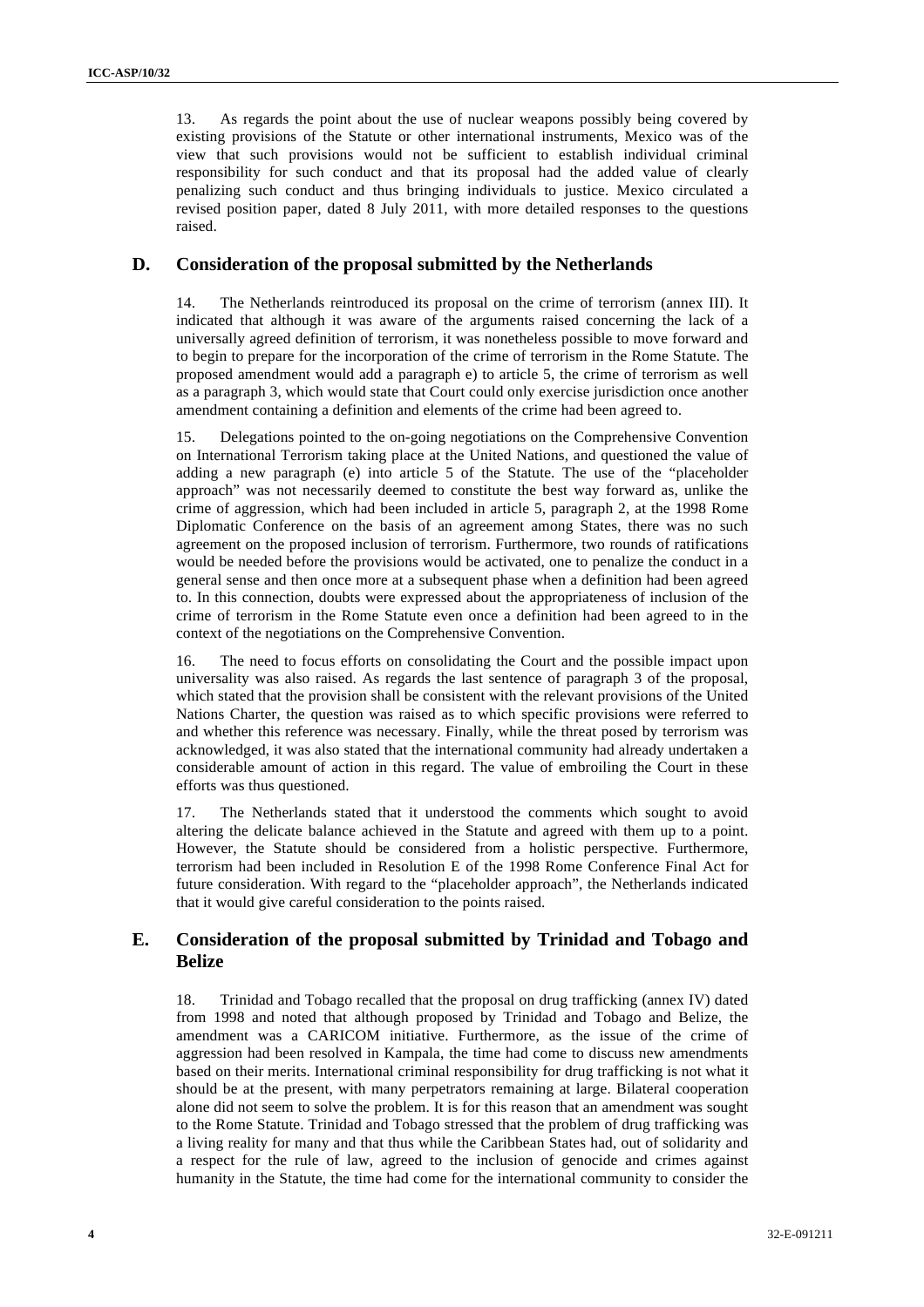13. As regards the point about the use of nuclear weapons possibly being covered by existing provisions of the Statute or other international instruments, Mexico was of the view that such provisions would not be sufficient to establish individual criminal responsibility for such conduct and that its proposal had the added value of clearly penalizing such conduct and thus bringing individuals to justice. Mexico circulated a revised position paper, dated 8 July 2011, with more detailed responses to the questions raised.

## D. Consideration of the proposal submitted by the Netherlands

14. The Netherlands reintroduced its proposal on the crime of terrorism (annex III). It indicated that although it was aware of the arguments raised concerning the lack of a universally agreed definition of terrorism, it was nonetheless possible to move forward and to begin to prepare for the incorporation of the crime of terrorism in the Rome Statute. The proposed amendment would add a paragraph e) to article 5, the crime of terrorism as well as a paragraph 3, which would state that Court could only exercise jurisdiction once another amendment containing a definition and elements of the crime had been agreed to.

15. Delegations pointed to the on-going negotiations on the Comprehensive Convention on International Terrorism taking place at the United Nations, and questioned the value of adding a new paragraph (e) into article 5 of the Statute. The use of the "placeholder approach" was not necessarily deemed to constitute the best way forward as, unlike the crime of aggression, which had been included in article 5, paragraph 2, at the 1998 Rome Diplomatic Conference on the basis of an agreement among States, there was no such agreement on the proposed inclusion of terrorism. Furthermore, two rounds of ratifications would be needed before the provisions would be activated, one to penalize the conduct in a general sense and then once more at a subsequent phase when a definition had been agreed to. In this connection, doubts were expressed about the appropriateness of inclusion of the crime of terrorism in the Rome Statute even once a definition had been agreed to in the context of the negotiations on the Comprehensive Convention.

16. The need to focus efforts on consolidating the Court and the possible impact upon universality was also raised. As regards the last sentence of paragraph 3 of the proposal, which stated that the provision shall be consistent with the relevant provisions of the United Nations Charter, the question was raised as to which specific provisions were referred to and whether this reference was necessary. Finally, while the threat posed by terrorism was acknowledged, it was also stated that the international community had already undertaken a considerable amount of action in this regard. The value of embroiling the Court in these efforts was thus questioned.

17. The Netherlands stated that it understood the comments which sought to avoid altering the delicate balance achieved in the Statute and agreed with them up to a point. However, the Statute should be considered from a holistic perspective. Furthermore, terrorism had been included in Resolution E of the 1998 Rome Conference Final Act for future consideration. With regard to the "placeholder approach", the Netherlands indicated that it would give careful consideration to the points raised.

## E. Consideration of the proposal submitted by Trinidad and Tobago and Belize

18. Trinidad and Tobago recalled that the proposal on drug trafficking (annex IV) dated from 1998 and noted that although proposed by Trinidad and Tobago and Belize, the amendment was a CARICOM initiative. Furthermore, as the issue of the crime of aggression had been resolved in Kampala, the time had come to discuss new amendments based on their merits. International criminal responsibility for drug trafficking is not what it should be at the present, with many perpetrators remaining at large. Bilateral cooperation alone did not seem to solve the problem. It is for this reason that an amendment was sought to the Rome Statute. Trinidad and Tobago stressed that the problem of drug trafficking was a living reality for many and that thus while the Caribbean States had, out of solidarity and a respect for the rule of law, agreed to the inclusion of genocide and crimes against humanity in the Statute, the time had come for the international community to consider the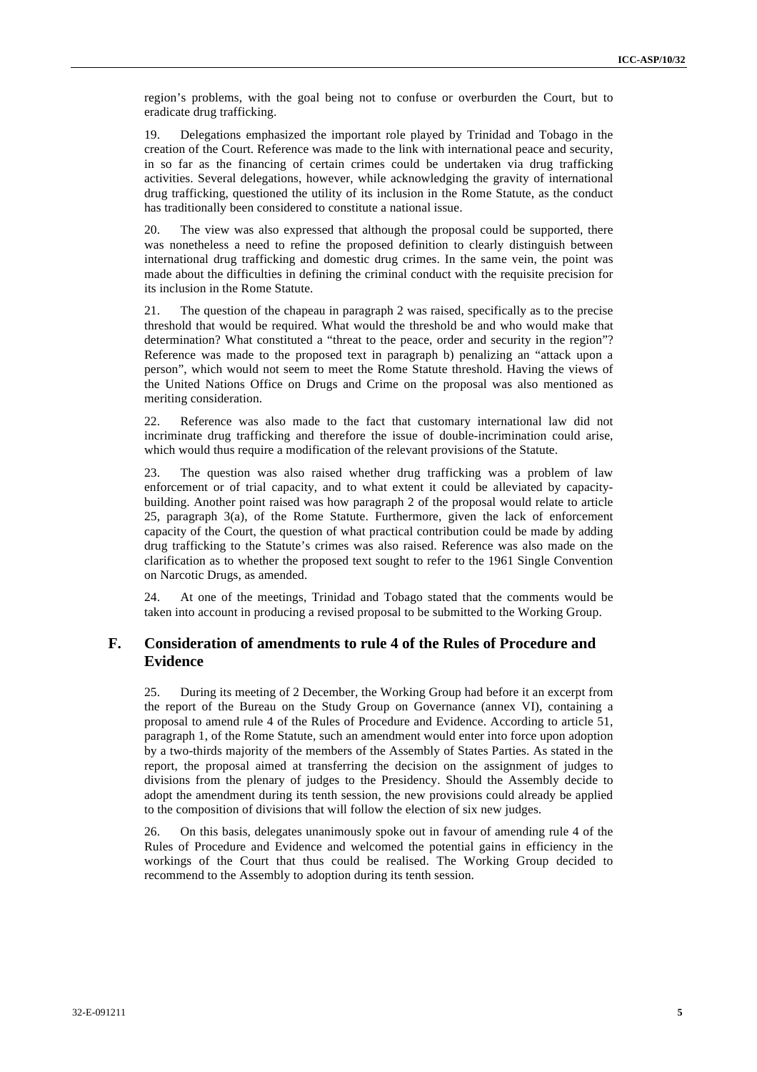region's problems, with the goal being not to confuse or overburden the Court, but to eradicate drug trafficking.

19. Delegations emphasized the important role played by Trinidad and Tobago in the creation of the Court. Reference was made to the link with international peace and security, in so far as the financing of certain crimes could be undertaken via drug trafficking activities. Several delegations, however, while acknowledging the gravity of international drug trafficking, questioned the utility of its inclusion in the Rome Statute, as the conduct has traditionally been considered to constitute a national issue.

20. The view was also expressed that although the proposal could be supported, there was nonetheless a need to refine the proposed definition to clearly distinguish between international drug trafficking and domestic drug crimes. In the same vein, the point was made about the difficulties in defining the criminal conduct with the requisite precision for its inclusion in the Rome Statute.

21. The question of the chapeau in paragraph 2 was raised, specifically as to the precise threshold that would be required. What would the threshold be and who would make that determination? What constituted a "threat to the peace, order and security in the region"? Reference was made to the proposed text in paragraph b) penalizing an "attack upon a person", which would not seem to meet the Rome Statute threshold. Having the views of the United Nations Office on Drugs and Crime on the proposal was also mentioned as meriting consideration.

22. Reference was also made to the fact that customary international law did not incriminate drug trafficking and therefore the issue of double-incrimination could arise, which would thus require a modification of the relevant provisions of the Statute.

23. The question was also raised whether drug trafficking was a problem of law enforcement or of trial capacity, and to what extent it could be alleviated by capacity-building. Another point raised was how paragraph 2 of the proposal would relate to article 25, paragraph 3(a), of the Rome Statute. Furthermore, given the lack of enforcement capacity of the Court, the question of what practical contribution could be made by adding drug trafficking to the Statute's crimes was also raised. Reference was also made on the clarification as to whether the proposed text sought to refer to the 1961 Single Convention on Narcotic Drugs, as amended.

24. At one of the meetings, Trinidad and Tobago stated that the comments would be taken into account in producing a revised proposal to be submitted to the Working Group.

## F. Consideration of amendments to rule 4 of the Rules of Procedure and Evidence

25. During its meeting of 2 December, the Working Group had before it an excerpt from the report of the Bureau on the Study Group on Governance (annex VI), containing a proposal to amend rule 4 of the Rules of Procedure and Evidence. According to article 51, paragraph 1, of the Rome Statute, such an amendment would enter into force upon adoption by a two-thirds majority of the members of the Assembly of States Parties. As stated in the report, the proposal aimed at transferring the decision on the assignment of judges to divisions from the plenary of judges to the Presidency. Should the Assembly decide to adopt the amendment during its tenth session, the new provisions could already be applied to the composition of divisions that will follow the election of six new judges.

26. On this basis, delegates unanimously spoke out in favour of amending rule 4 of the Rules of Procedure and Evidence and welcomed the potential gains in efficiency in the workings of the Court that thus could be realised. The Working Group decided to recommend to the Assembly to adoption during its tenth session.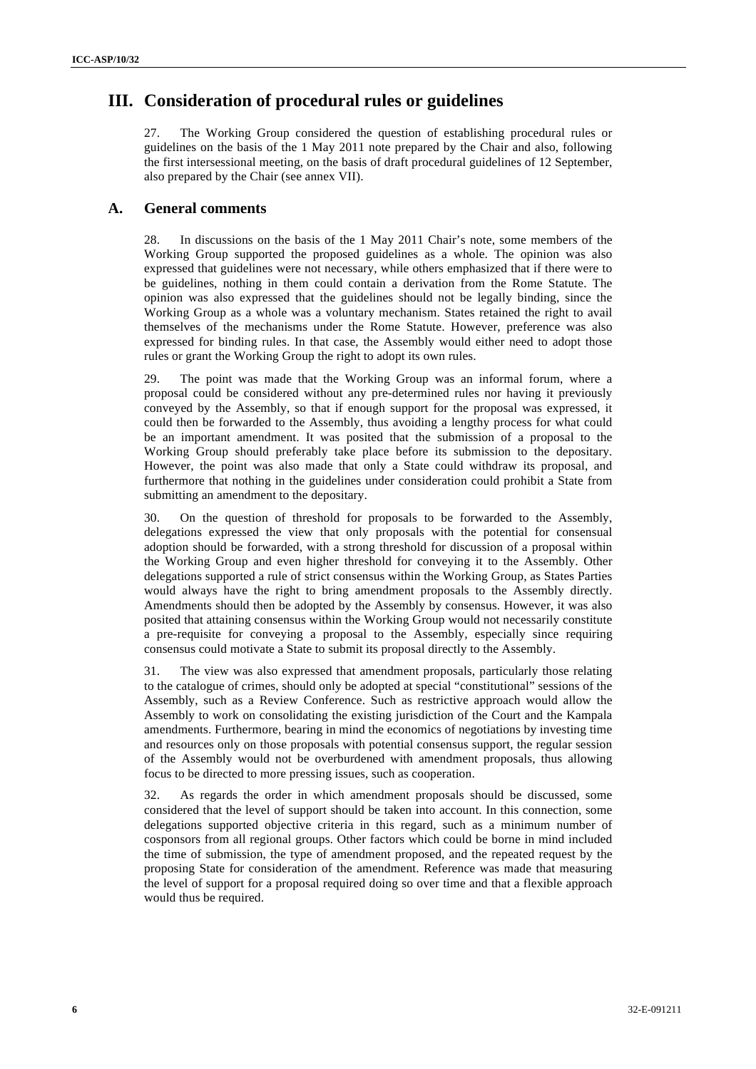# III. Consideration of procedural rules or guidelines

27. The Working Group considered the question of establishing procedural rules or guidelines on the basis of the 1 May 2011 note prepared by the Chair and also, following the first intersessional meeting, on the basis of draft procedural guidelines of 12 September, also prepared by the Chair (see annex VII).

## A. General comments

28. In discussions on the basis of the 1 May 2011 Chair's note, some members of the Working Group supported the proposed guidelines as a whole. The opinion was also expressed that guidelines were not necessary, while others emphasized that if there were to be guidelines, nothing in them could contain a derivation from the Rome Statute. The opinion was also expressed that the guidelines should not be legally binding, since the Working Group as a whole was a voluntary mechanism. States retained the right to avail themselves of the mechanisms under the Rome Statute. However, preference was also expressed for binding rules. In that case, the Assembly would either need to adopt those rules or grant the Working Group the right to adopt its own rules.

29. The point was made that the Working Group was an informal forum, where a proposal could be considered without any pre-determined rules nor having it previously conveyed by the Assembly, so that if enough support for the proposal was expressed, it could then be forwarded to the Assembly, thus avoiding a lengthy process for what could be an important amendment. It was posited that the submission of a proposal to the Working Group should preferably take place before its submission to the depositary. However, the point was also made that only a State could withdraw its proposal, and furthermore that nothing in the guidelines under consideration could prohibit a State from submitting an amendment to the depositary.

30. On the question of threshold for proposals to be forwarded to the Assembly, delegations expressed the view that only proposals with the potential for consensual adoption should be forwarded, with a strong threshold for discussion of a proposal within the Working Group and even higher threshold for conveying it to the Assembly. Other delegations supported a rule of strict consensus within the Working Group, as States Parties would always have the right to bring amendment proposals to the Assembly directly. Amendments should then be adopted by the Assembly by consensus. However, it was also posited that attaining consensus within the Working Group would not necessarily constitute a pre-requisite for conveying a proposal to the Assembly, especially since requiring consensus could motivate a State to submit its proposal directly to the Assembly.

31. The view was also expressed that amendment proposals, particularly those relating to the catalogue of crimes, should only be adopted at special "constitutional" sessions of the Assembly, such as a Review Conference. Such as restrictive approach would allow the Assembly to work on consolidating the existing jurisdiction of the Court and the Kampala amendments. Furthermore, bearing in mind the economics of negotiations by investing time and resources only on those proposals with potential consensus support, the regular session of the Assembly would not be overburdened with amendment proposals, thus allowing focus to be directed to more pressing issues, such as cooperation.

32. As regards the order in which amendment proposals should be discussed, some considered that the level of support should be taken into account. In this connection, some delegations supported objective criteria in this regard, such as a minimum number of cosponsors from all regional groups. Other factors which could be borne in mind included the time of submission, the type of amendment proposed, and the repeated request by the proposing State for consideration of the amendment. Reference was made that measuring the level of support for a proposal required doing so over time and that a flexible approach would thus be required.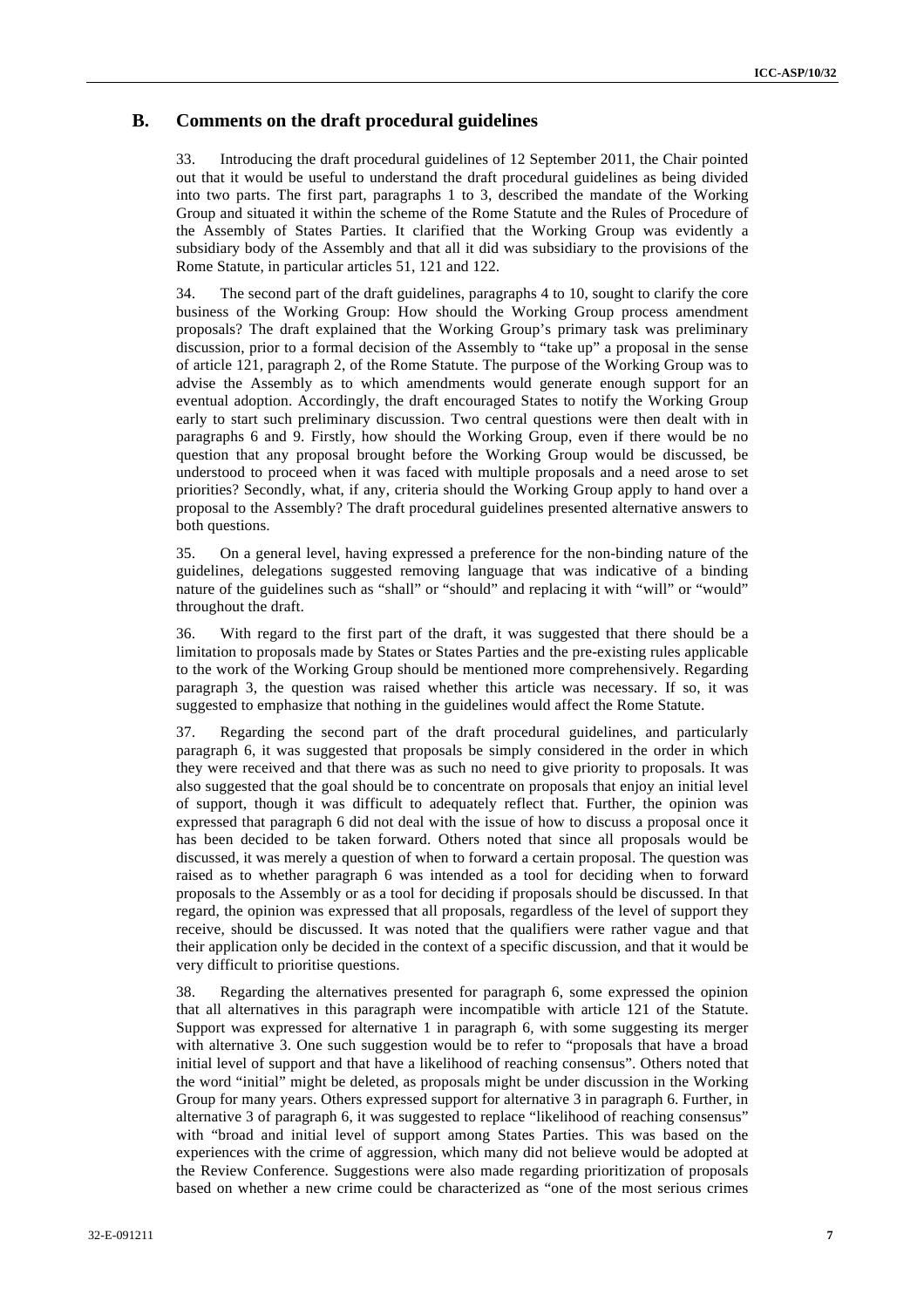## B. Comments on the draft procedural guidelines

33. Introducing the draft procedural guidelines of 12 September 2011, the Chair pointed out that it would be useful to understand the draft procedural guidelines as being divided into two parts. The first part, paragraphs 1 to 3, described the mandate of the Working Group and situated it within the scheme of the Rome Statute and the Rules of Procedure of the Assembly of States Parties. It clarified that the Working Group was evidently a subsidiary body of the Assembly and that all it did was subsidiary to the provisions of the Rome Statute, in particular articles 51, 121 and 122.

34. The second part of the draft guidelines, paragraphs 4 to 10, sought to clarify the core business of the Working Group: How should the Working Group process amendment proposals? The draft explained that the Working Group's primary task was preliminary discussion, prior to a formal decision of the Assembly to "take up" a proposal in the sense of article 121, paragraph 2, of the Rome Statute. The purpose of the Working Group was to advise the Assembly as to which amendments would generate enough support for an eventual adoption. Accordingly, the draft encouraged States to notify the Working Group early to start such preliminary discussion. Two central questions were then dealt with in paragraphs 6 and 9. Firstly, how should the Working Group, even if there would be no question that any proposal brought before the Working Group would be discussed, be understood to proceed when it was faced with multiple proposals and a need arose to set priorities? Secondly, what, if any, criteria should the Working Group apply to hand over a proposal to the Assembly? The draft procedural guidelines presented alternative answers to both questions.

35. On a general level, having expressed a preference for the non-binding nature of the guidelines, delegations suggested removing language that was indicative of a binding nature of the guidelines such as "shall" or "should" and replacing it with "will" or "would" throughout the draft.

36. With regard to the first part of the draft, it was suggested that there should be a limitation to proposals made by States or States Parties and the pre-existing rules applicable to the work of the Working Group should be mentioned more comprehensively. Regarding paragraph 3, the question was raised whether this article was necessary. If so, it was suggested to emphasize that nothing in the guidelines would affect the Rome Statute.

37. Regarding the second part of the draft procedural guidelines, and particularly paragraph 6, it was suggested that proposals be simply considered in the order in which they were received and that there was as such no need to give priority to proposals. It was also suggested that the goal should be to concentrate on proposals that enjoy an initial level of support, though it was difficult to adequately reflect that. Further, the opinion was expressed that paragraph 6 did not deal with the issue of how to discuss a proposal once it has been decided to be taken forward. Others noted that since all proposals would be discussed, it was merely a question of when to forward a certain proposal. The question was raised as to whether paragraph 6 was intended as a tool for deciding when to forward proposals to the Assembly or as a tool for deciding if proposals should be discussed. In that regard, the opinion was expressed that all proposals, regardless of the level of support they receive, should be discussed. It was noted that the qualifiers were rather vague and that their application only be decided in the context of a specific discussion, and that it would be very difficult to prioritise questions.

38. Regarding the alternatives presented for paragraph 6, some expressed the opinion that all alternatives in this paragraph were incompatible with article 121 of the Statute. Support was expressed for alternative 1 in paragraph 6, with some suggesting its merger with alternative 3. One such suggestion would be to refer to "proposals that have a broad initial level of support and that have a likelihood of reaching consensus". Others noted that the word "initial" might be deleted, as proposals might be under discussion in the Working Group for many years. Others expressed support for alternative 3 in paragraph 6. Further, in alternative 3 of paragraph 6, it was suggested to replace "likelihood of reaching consensus" with "broad and initial level of support among States Parties. This was based on the experiences with the crime of aggression, which many did not believe would be adopted at the Review Conference. Suggestions were also made regarding prioritization of proposals based on whether a new crime could be characterized as "one of the most serious crimes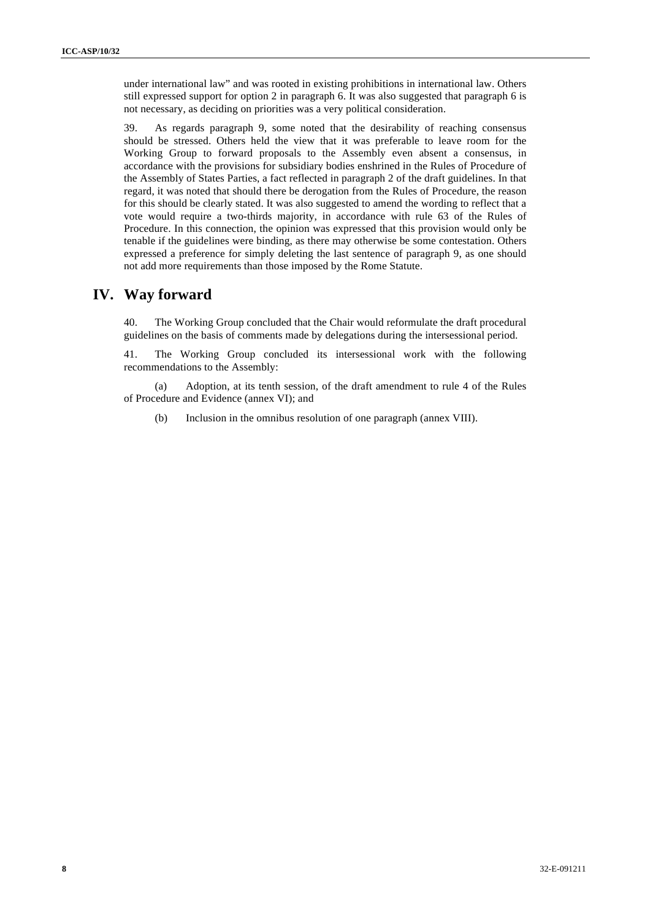under international law" and was rooted in existing prohibitions in international law. Others still expressed support for option 2 in paragraph 6. It was also suggested that paragraph 6 is not necessary, as deciding on priorities was a very political consideration.

39. As regards paragraph 9, some noted that the desirability of reaching consensus should be stressed. Others held the view that it was preferable to leave room for the Working Group to forward proposals to the Assembly even absent a consensus, in accordance with the provisions for subsidiary bodies enshrined in the Rules of Procedure of the Assembly of States Parties, a fact reflected in paragraph 2 of the draft guidelines. In that regard, it was noted that should there be derogation from the Rules of Procedure, the reason for this should be clearly stated. It was also suggested to amend the wording to reflect that a vote would require a two-thirds majority, in accordance with rule 63 of the Rules of Procedure. In this connection, the opinion was expressed that this provision would only be tenable if the guidelines were binding, as there may otherwise be some contestation. Others expressed a preference for simply deleting the last sentence of paragraph 9, as one should not add more requirements than those imposed by the Rome Statute.

## IV. Way forward

40. The Working Group concluded that the Chair would reformulate the draft procedural guidelines on the basis of comments made by delegations during the intersessional period.

41. The Working Group concluded its intersessional work with the following recommendations to the Assembly:

(a) Adoption, at its tenth session, of the draft amendment to rule 4 of the Rules of Procedure and Evidence (annex VI); and

(b) Inclusion in the omnibus resolution of one paragraph (annex VIII).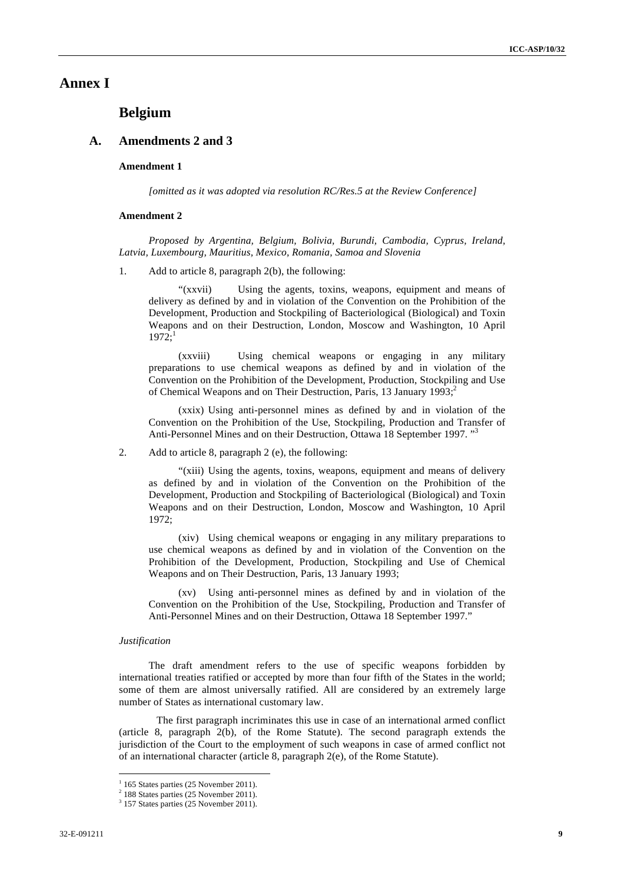# Annex I

## Belgium

### A. Amendments 2 and 3

**Amendment 1**

*[omitted as it was adopted via resolution RC/Res.5 at the Review Conference]*

**Amendment 2**

*Proposed by Argentina, Belgium, Bolivia, Burundi, Cambodia, Cyprus, Ireland, Latvia, Luxembourg, Mauritius, Mexico, Romania, Samoa and Slovenia*

1. Add to article 8, paragraph 2(b), the following:

"(xxvii) Using the agents, toxins, weapons, equipment and means of delivery as defined by and in violation of the Convention on the Prohibition of the Development, Production and Stockpiling of Bacteriological (Biological) and Toxin Weapons and on their Destruction, London, Moscow and Washington, 10 April 1972;[1]

(xxviii) Using chemical weapons or engaging in any military preparations to use chemical weapons as defined by and in violation of the Convention on the Prohibition of the Development, Production, Stockpiling and Use of Chemical Weapons and on Their Destruction, Paris, 13 January 1993;[2]

(xxix) Using anti-personnel mines as defined by and in violation of the Convention on the Prohibition of the Use, Stockpiling, Production and Transfer of Anti-Personnel Mines and on their Destruction, Ottawa 18 September 1997. "[3]

2. Add to article 8, paragraph 2 (e), the following:

"(xiii) Using the agents, toxins, weapons, equipment and means of delivery as defined by and in violation of the Convention on the Prohibition of the Development, Production and Stockpiling of Bacteriological (Biological) and Toxin Weapons and on their Destruction, London, Moscow and Washington, 10 April 1972;

(xiv) Using chemical weapons or engaging in any military preparations to use chemical weapons as defined by and in violation of the Convention on the Prohibition of the Development, Production, Stockpiling and Use of Chemical Weapons and on Their Destruction, Paris, 13 January 1993;

(xv) Using anti-personnel mines as defined by and in violation of the Convention on the Prohibition of the Use, Stockpiling, Production and Transfer of Anti-Personnel Mines and on their Destruction, Ottawa 18 September 1997."

*Justification*

The draft amendment refers to the use of specific weapons forbidden by international treaties ratified or accepted by more than four fifth of the States in the world; some of them are almost universally ratified. All are considered by an extremely large number of States as international customary law.

The first paragraph incriminates this use in case of an international armed conflict (article 8, paragraph 2(b), of the Rome Statute). The second paragraph extends the jurisdiction of the Court to the employment of such weapons in case of armed conflict not of an international character (article 8, paragraph 2(e), of the Rome Statute).

[1] 165 States parties (25 November 2011).

[2] 188 States parties (25 November 2011).

[3] 157 States parties (25 November 2011).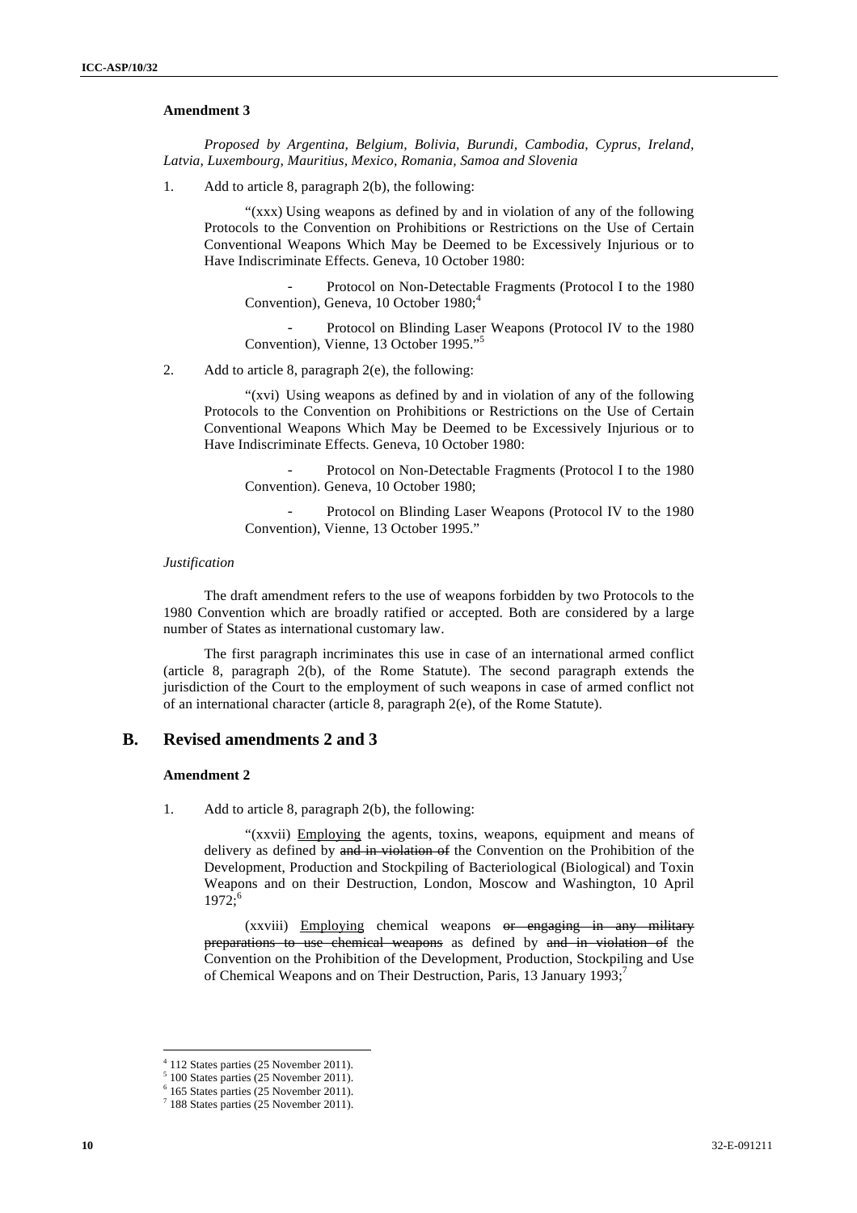#### Amendment 3

*Proposed by Argentina, Belgium, Bolivia, Burundi, Cambodia, Cyprus, Ireland, Latvia, Luxembourg, Mauritius, Mexico, Romania, Samoa and Slovenia*

1. Add to article 8, paragraph 2(b), the following:

"(xxx) Using weapons as defined by and in violation of any of the following Protocols to the Convention on Prohibitions or Restrictions on the Use of Certain Conventional Weapons Which May be Deemed to be Excessively Injurious or to Have Indiscriminate Effects. Geneva, 10 October 1980:

- Protocol on Non-Detectable Fragments (Protocol I to the 1980 Convention), Geneva, 10 October 1980;[4]

- Protocol on Blinding Laser Weapons (Protocol IV to the 1980 Convention), Vienne, 13 October 1995."[5]

2. Add to article 8, paragraph 2(e), the following:

"(xvi) Using weapons as defined by and in violation of any of the following Protocols to the Convention on Prohibitions or Restrictions on the Use of Certain Conventional Weapons Which May be Deemed to be Excessively Injurious or to Have Indiscriminate Effects. Geneva, 10 October 1980:

- Protocol on Non-Detectable Fragments (Protocol I to the 1980 Convention). Geneva, 10 October 1980;

- Protocol on Blinding Laser Weapons (Protocol IV to the 1980 Convention), Vienne, 13 October 1995."

*Justification*

The draft amendment refers to the use of weapons forbidden by two Protocols to the 1980 Convention which are broadly ratified or accepted. Both are considered by a large number of States as international customary law.

The first paragraph incriminates this use in case of an international armed conflict (article 8, paragraph 2(b), of the Rome Statute). The second paragraph extends the jurisdiction of the Court to the employment of such weapons in case of armed conflict not of an international character (article 8, paragraph 2(e), of the Rome Statute).

## B. Revised amendments 2 and 3

#### Amendment 2

1. Add to article 8, paragraph 2(b), the following:

"(xxvii) <u>Employing</u> the agents, toxins, weapons, equipment and means of delivery as defined by ~~and in violation of~~ the Convention on the Prohibition of the Development, Production and Stockpiling of Bacteriological (Biological) and Toxin Weapons and on their Destruction, London, Moscow and Washington, 10 April 1972;[6]

(xxviii) <u>Employing</u> chemical weapons ~~or engaging in any military preparations to use chemical weapons~~ as defined by ~~and in violation of~~ the Convention on the Prohibition of the Development, Production, Stockpiling and Use of Chemical Weapons and on Their Destruction, Paris, 13 January 1993;[7]

---

[4] 112 States parties (25 November 2011).
[5] 100 States parties (25 November 2011).
[6] 165 States parties (25 November 2011).
[7] 188 States parties (25 November 2011).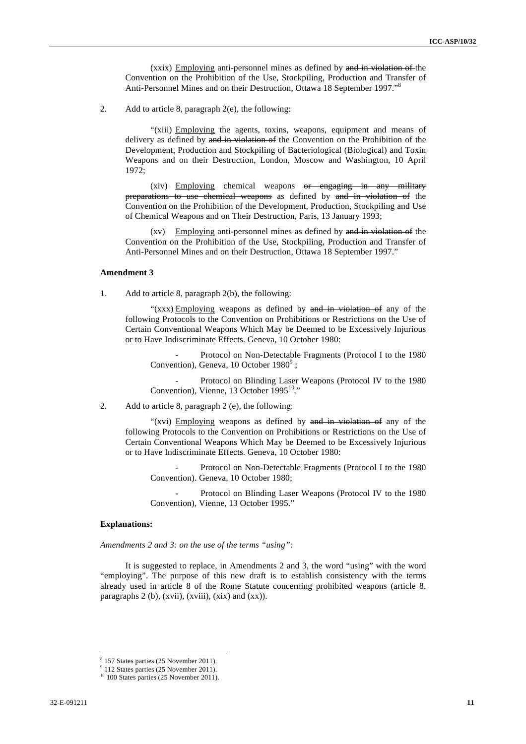(xxix) <u>Employing</u> anti-personnel mines as defined by ~~and in violation of~~ the Convention on the Prohibition of the Use, Stockpiling, Production and Transfer of Anti-Personnel Mines and on their Destruction, Ottawa 18 September 1997."[8]

2. Add to article 8, paragraph 2(e), the following:

"(xiii) <u>Employing</u> the agents, toxins, weapons, equipment and means of delivery as defined by ~~and in violation of~~ the Convention on the Prohibition of the Development, Production and Stockpiling of Bacteriological (Biological) and Toxin Weapons and on their Destruction, London, Moscow and Washington, 10 April 1972;

(xiv) <u>Employing</u> chemical weapons ~~or engaging in any military preparations to use chemical weapons~~ as defined by ~~and in violation of~~ the Convention on the Prohibition of the Development, Production, Stockpiling and Use of Chemical Weapons and on Their Destruction, Paris, 13 January 1993;

(xv) <u>Employing</u> anti-personnel mines as defined by ~~and in violation of~~ the Convention on the Prohibition of the Use, Stockpiling, Production and Transfer of Anti-Personnel Mines and on their Destruction, Ottawa 18 September 1997."

### Amendment 3

1. Add to article 8, paragraph 2(b), the following:

"(xxx) <u>Employing</u> weapons as defined by ~~and in violation of~~ any of the following Protocols to the Convention on Prohibitions or Restrictions on the Use of Certain Conventional Weapons Which May be Deemed to be Excessively Injurious or to Have Indiscriminate Effects. Geneva, 10 October 1980:

- Protocol on Non-Detectable Fragments (Protocol I to the 1980 Convention), Geneva, 10 October 1980[9] ;

- Protocol on Blinding Laser Weapons (Protocol IV to the 1980 Convention), Vienne, 13 October 1995[10]."

2. Add to article 8, paragraph 2 (e), the following:

"(xvi) <u>Employing</u> weapons as defined by ~~and in violation of~~ any of the following Protocols to the Convention on Prohibitions or Restrictions on the Use of Certain Conventional Weapons Which May be Deemed to be Excessively Injurious or to Have Indiscriminate Effects. Geneva, 10 October 1980:

- Protocol on Non-Detectable Fragments (Protocol I to the 1980 Convention). Geneva, 10 October 1980;

- Protocol on Blinding Laser Weapons (Protocol IV to the 1980 Convention), Vienne, 13 October 1995."

### Explanations:

*Amendments 2 and 3: on the use of the terms "using":*

It is suggested to replace, in Amendments 2 and 3, the word "using" with the word "employing". The purpose of this new draft is to establish consistency with the terms already used in article 8 of the Rome Statute concerning prohibited weapons (article 8, paragraphs 2 (b), (xvii), (xviii), (xix) and (xx)).

---

[8] 157 States parties (25 November 2011).

[9] 112 States parties (25 November 2011).

[10] 100 States parties (25 November 2011).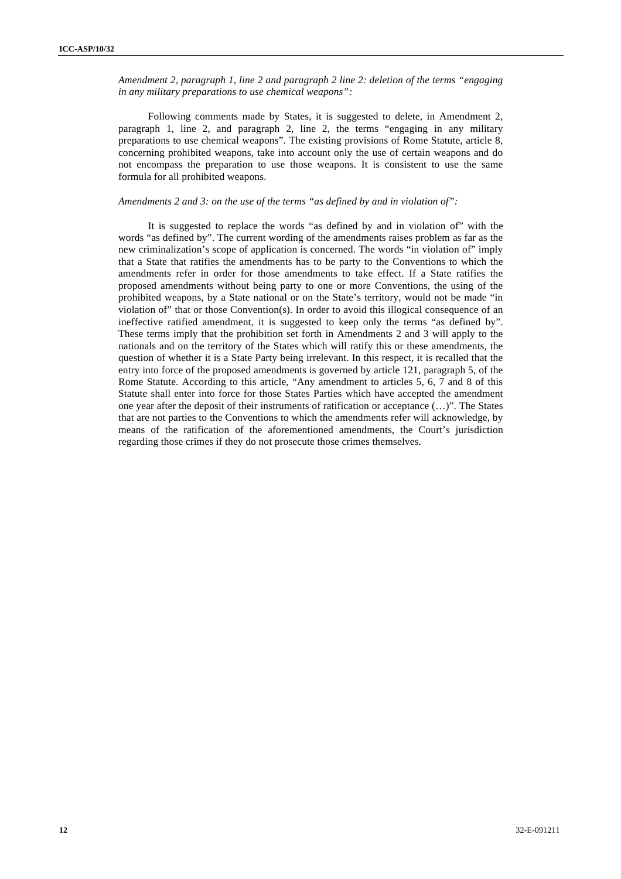*Amendment 2, paragraph 1, line 2 and paragraph 2 line 2: deletion of the terms "engaging in any military preparations to use chemical weapons":*

Following comments made by States, it is suggested to delete, in Amendment 2, paragraph 1, line 2, and paragraph 2, line 2, the terms "engaging in any military preparations to use chemical weapons". The existing provisions of Rome Statute, article 8, concerning prohibited weapons, take into account only the use of certain weapons and do not encompass the preparation to use those weapons. It is consistent to use the same formula for all prohibited weapons.

*Amendments 2 and 3: on the use of the terms "as defined by and in violation of":*

It is suggested to replace the words "as defined by and in violation of" with the words "as defined by". The current wording of the amendments raises problem as far as the new criminalization's scope of application is concerned. The words "in violation of" imply that a State that ratifies the amendments has to be party to the Conventions to which the amendments refer in order for those amendments to take effect. If a State ratifies the proposed amendments without being party to one or more Conventions, the using of the prohibited weapons, by a State national or on the State's territory, would not be made "in violation of" that or those Convention(s). In order to avoid this illogical consequence of an ineffective ratified amendment, it is suggested to keep only the terms "as defined by". These terms imply that the prohibition set forth in Amendments 2 and 3 will apply to the nationals and on the territory of the States which will ratify this or these amendments, the question of whether it is a State Party being irrelevant. In this respect, it is recalled that the entry into force of the proposed amendments is governed by article 121, paragraph 5, of the Rome Statute. According to this article, "Any amendment to articles 5, 6, 7 and 8 of this Statute shall enter into force for those States Parties which have accepted the amendment one year after the deposit of their instruments of ratification or acceptance (…)". The States that are not parties to the Conventions to which the amendments refer will acknowledge, by means of the ratification of the aforementioned amendments, the Court's jurisdiction regarding those crimes if they do not prosecute those crimes themselves.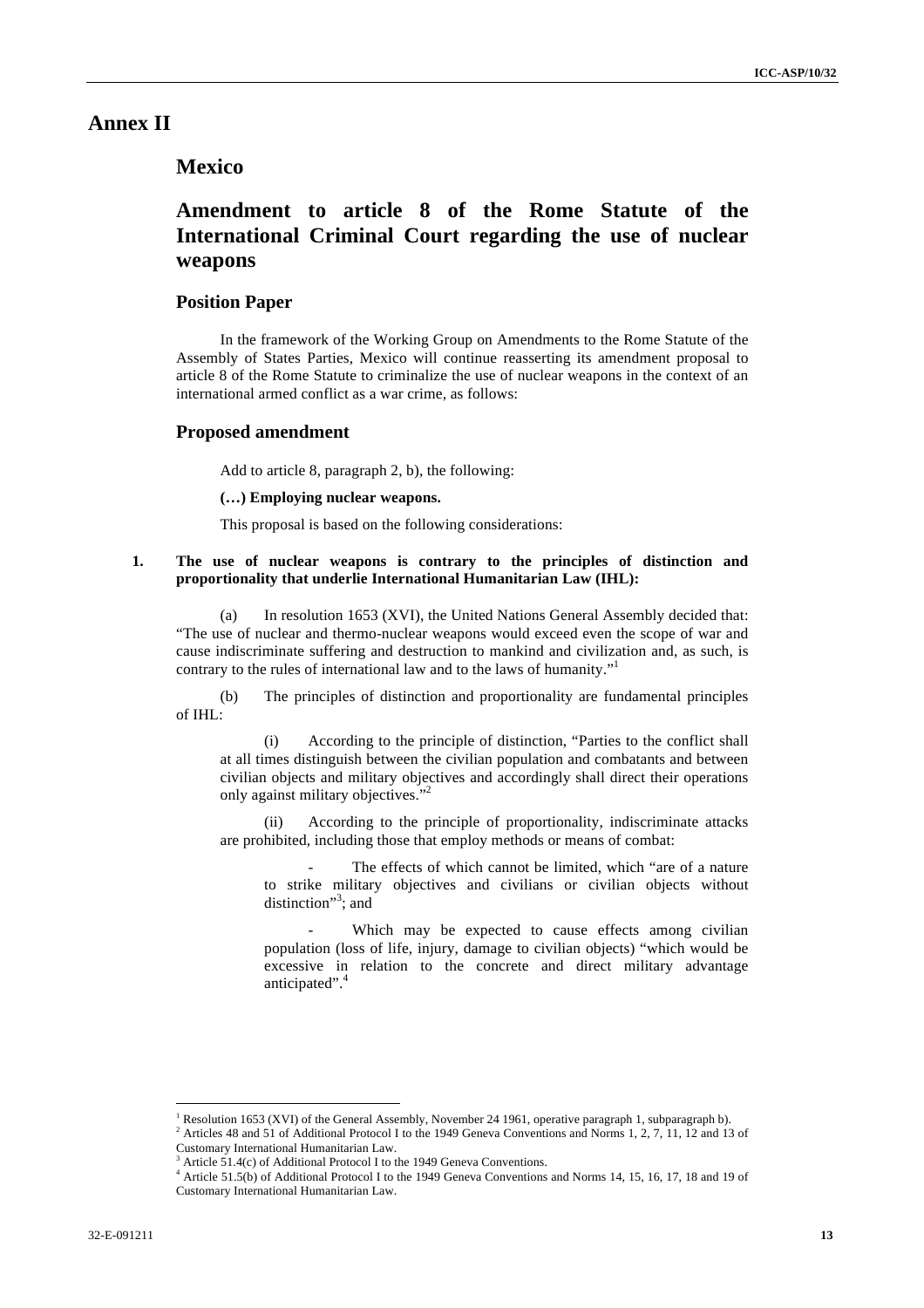# Annex II

## Mexico

## Amendment to article 8 of the Rome Statute of the International Criminal Court regarding the use of nuclear weapons

### Position Paper

In the framework of the Working Group on Amendments to the Rome Statute of the Assembly of States Parties, Mexico will continue reasserting its amendment proposal to article 8 of the Rome Statute to criminalize the use of nuclear weapons in the context of an international armed conflict as a war crime, as follows:

### Proposed amendment

Add to article 8, paragraph 2, b), the following:

**(…) Employing nuclear weapons.**

This proposal is based on the following considerations:

**1. The use of nuclear weapons is contrary to the principles of distinction and proportionality that underlie International Humanitarian Law (IHL):**

(a) In resolution 1653 (XVI), the United Nations General Assembly decided that: "The use of nuclear and thermo-nuclear weapons would exceed even the scope of war and cause indiscriminate suffering and destruction to mankind and civilization and, as such, is contrary to the rules of international law and to the laws of humanity."[1]

(b) The principles of distinction and proportionality are fundamental principles of IHL:

(i) According to the principle of distinction, "Parties to the conflict shall at all times distinguish between the civilian population and combatants and between civilian objects and military objectives and accordingly shall direct their operations only against military objectives."[2]

(ii) According to the principle of proportionality, indiscriminate attacks are prohibited, including those that employ methods or means of combat:

- The effects of which cannot be limited, which "are of a nature to strike military objectives and civilians or civilian objects without distinction"[3]; and

- Which may be expected to cause effects among civilian population (loss of life, injury, damage to civilian objects) "which would be excessive in relation to the concrete and direct military advantage anticipated".[4]

---

[1] Resolution 1653 (XVI) of the General Assembly, November 24 1961, operative paragraph 1, subparagraph b).

[2] Articles 48 and 51 of Additional Protocol I to the 1949 Geneva Conventions and Norms 1, 2, 7, 11, 12 and 13 of Customary International Humanitarian Law.

[3] Article 51.4(c) of Additional Protocol I to the 1949 Geneva Conventions.

[4] Article 51.5(b) of Additional Protocol I to the 1949 Geneva Conventions and Norms 14, 15, 16, 17, 18 and 19 of Customary International Humanitarian Law.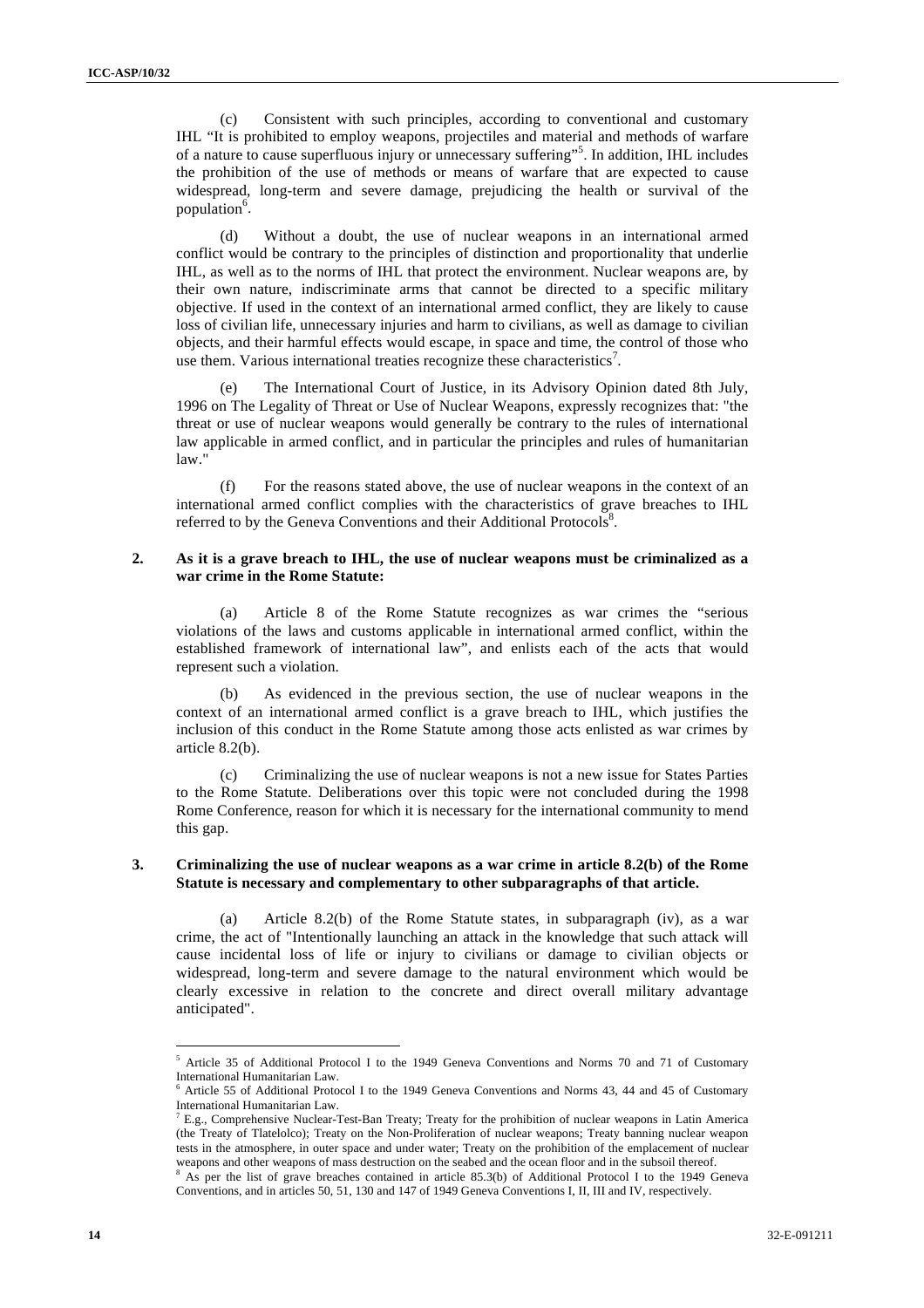(c) Consistent with such principles, according to conventional and customary IHL "It is prohibited to employ weapons, projectiles and material and methods of warfare of a nature to cause superfluous injury or unnecessary suffering"[5]. In addition, IHL includes the prohibition of the use of methods or means of warfare that are expected to cause widespread, long-term and severe damage, prejudicing the health or survival of the population[6].

(d) Without a doubt, the use of nuclear weapons in an international armed conflict would be contrary to the principles of distinction and proportionality that underlie IHL, as well as to the norms of IHL that protect the environment. Nuclear weapons are, by their own nature, indiscriminate arms that cannot be directed to a specific military objective. If used in the context of an international armed conflict, they are likely to cause loss of civilian life, unnecessary injuries and harm to civilians, as well as damage to civilian objects, and their harmful effects would escape, in space and time, the control of those who use them. Various international treaties recognize these characteristics[7].

(e) The International Court of Justice, in its Advisory Opinion dated 8th July, 1996 on The Legality of Threat or Use of Nuclear Weapons, expressly recognizes that: "the threat or use of nuclear weapons would generally be contrary to the rules of international law applicable in armed conflict, and in particular the principles and rules of humanitarian law."

(f) For the reasons stated above, the use of nuclear weapons in the context of an international armed conflict complies with the characteristics of grave breaches to IHL referred to by the Geneva Conventions and their Additional Protocols[8].

**2. As it is a grave breach to IHL, the use of nuclear weapons must be criminalized as a war crime in the Rome Statute:**

(a) Article 8 of the Rome Statute recognizes as war crimes the "serious violations of the laws and customs applicable in international armed conflict, within the established framework of international law", and enlists each of the acts that would represent such a violation.

(b) As evidenced in the previous section, the use of nuclear weapons in the context of an international armed conflict is a grave breach to IHL, which justifies the inclusion of this conduct in the Rome Statute among those acts enlisted as war crimes by article 8.2(b).

(c) Criminalizing the use of nuclear weapons is not a new issue for States Parties to the Rome Statute. Deliberations over this topic were not concluded during the 1998 Rome Conference, reason for which it is necessary for the international community to mend this gap.

**3. Criminalizing the use of nuclear weapons as a war crime in article 8.2(b) of the Rome Statute is necessary and complementary to other subparagraphs of that article.**

(a) Article 8.2(b) of the Rome Statute states, in subparagraph (iv), as a war crime, the act of "Intentionally launching an attack in the knowledge that such attack will cause incidental loss of life or injury to civilians or damage to civilian objects or widespread, long-term and severe damage to the natural environment which would be clearly excessive in relation to the concrete and direct overall military advantage anticipated".

---

[5] Article 35 of Additional Protocol I to the 1949 Geneva Conventions and Norms 70 and 71 of Customary International Humanitarian Law.

[6] Article 55 of Additional Protocol I to the 1949 Geneva Conventions and Norms 43, 44 and 45 of Customary International Humanitarian Law.

[7] E.g., Comprehensive Nuclear-Test-Ban Treaty; Treaty for the prohibition of nuclear weapons in Latin America (the Treaty of Tlatelolco); Treaty on the Non-Proliferation of nuclear weapons; Treaty banning nuclear weapon tests in the atmosphere, in outer space and under water; Treaty on the prohibition of the emplacement of nuclear weapons and other weapons of mass destruction on the seabed and the ocean floor and in the subsoil thereof.

[8] As per the list of grave breaches contained in article 85.3(b) of Additional Protocol I to the 1949 Geneva Conventions, and in articles 50, 51, 130 and 147 of 1949 Geneva Conventions I, II, III and IV, respectively.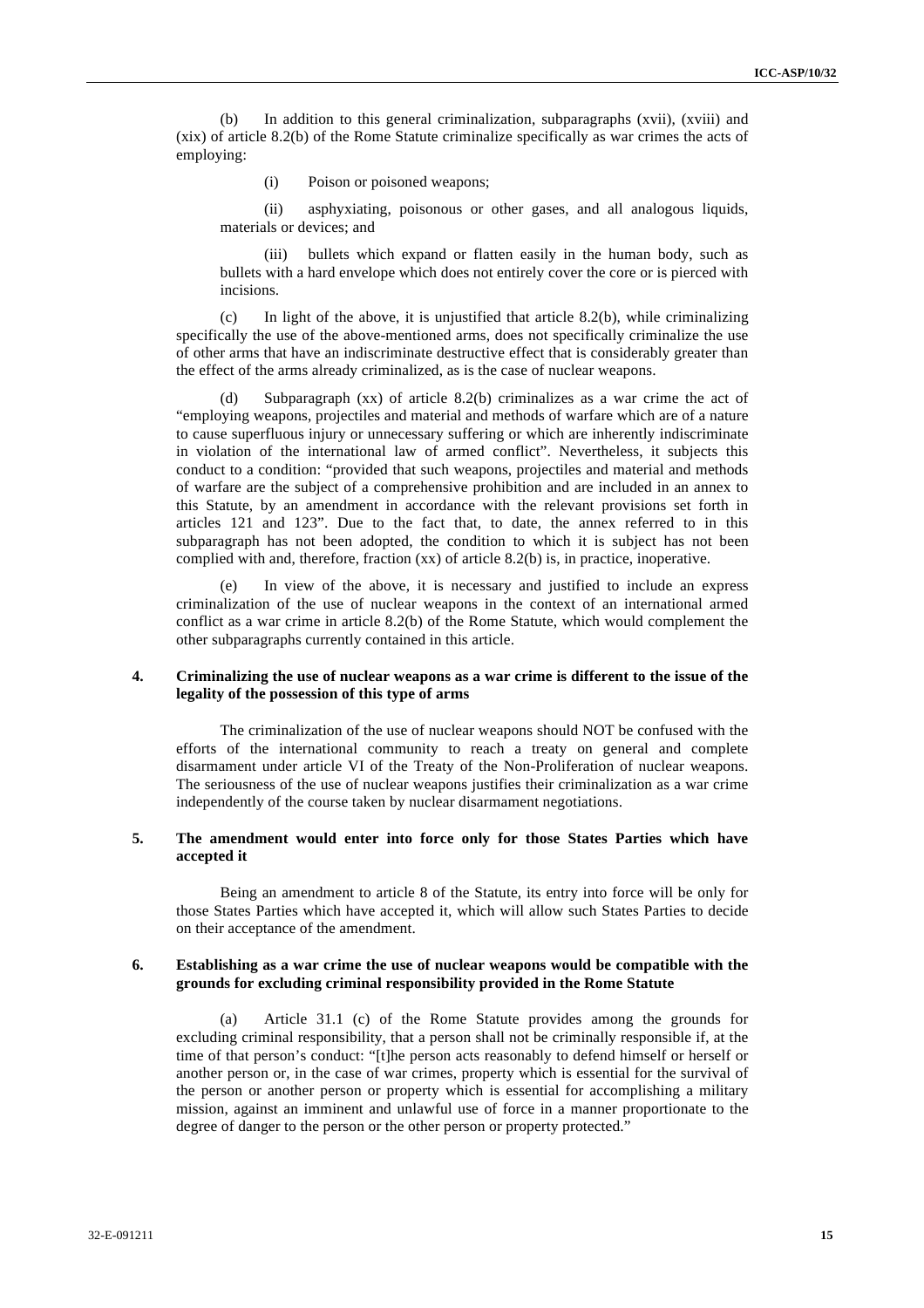(b) In addition to this general criminalization, subparagraphs (xvii), (xviii) and (xix) of article 8.2(b) of the Rome Statute criminalize specifically as war crimes the acts of employing:

(i) Poison or poisoned weapons;

(ii) asphyxiating, poisonous or other gases, and all analogous liquids, materials or devices; and

(iii) bullets which expand or flatten easily in the human body, such as bullets with a hard envelope which does not entirely cover the core or is pierced with incisions.

(c) In light of the above, it is unjustified that article 8.2(b), while criminalizing specifically the use of the above-mentioned arms, does not specifically criminalize the use of other arms that have an indiscriminate destructive effect that is considerably greater than the effect of the arms already criminalized, as is the case of nuclear weapons.

(d) Subparagraph (xx) of article 8.2(b) criminalizes as a war crime the act of "employing weapons, projectiles and material and methods of warfare which are of a nature to cause superfluous injury or unnecessary suffering or which are inherently indiscriminate in violation of the international law of armed conflict". Nevertheless, it subjects this conduct to a condition: "provided that such weapons, projectiles and material and methods of warfare are the subject of a comprehensive prohibition and are included in an annex to this Statute, by an amendment in accordance with the relevant provisions set forth in articles 121 and 123". Due to the fact that, to date, the annex referred to in this subparagraph has not been adopted, the condition to which it is subject has not been complied with and, therefore, fraction (xx) of article 8.2(b) is, in practice, inoperative.

(e) In view of the above, it is necessary and justified to include an express criminalization of the use of nuclear weapons in the context of an international armed conflict as a war crime in article 8.2(b) of the Rome Statute, which would complement the other subparagraphs currently contained in this article.

### 4. Criminalizing the use of nuclear weapons as a war crime is different to the issue of the legality of the possession of this type of arms

The criminalization of the use of nuclear weapons should NOT be confused with the efforts of the international community to reach a treaty on general and complete disarmament under article VI of the Treaty of the Non-Proliferation of nuclear weapons. The seriousness of the use of nuclear weapons justifies their criminalization as a war crime independently of the course taken by nuclear disarmament negotiations.

### 5. The amendment would enter into force only for those States Parties which have accepted it

Being an amendment to article 8 of the Statute, its entry into force will be only for those States Parties which have accepted it, which will allow such States Parties to decide on their acceptance of the amendment.

### 6. Establishing as a war crime the use of nuclear weapons would be compatible with the grounds for excluding criminal responsibility provided in the Rome Statute

(a) Article 31.1 (c) of the Rome Statute provides among the grounds for excluding criminal responsibility, that a person shall not be criminally responsible if, at the time of that person's conduct: "[t]he person acts reasonably to defend himself or herself or another person or, in the case of war crimes, property which is essential for the survival of the person or another person or property which is essential for accomplishing a military mission, against an imminent and unlawful use of force in a manner proportionate to the degree of danger to the person or the other person or property protected."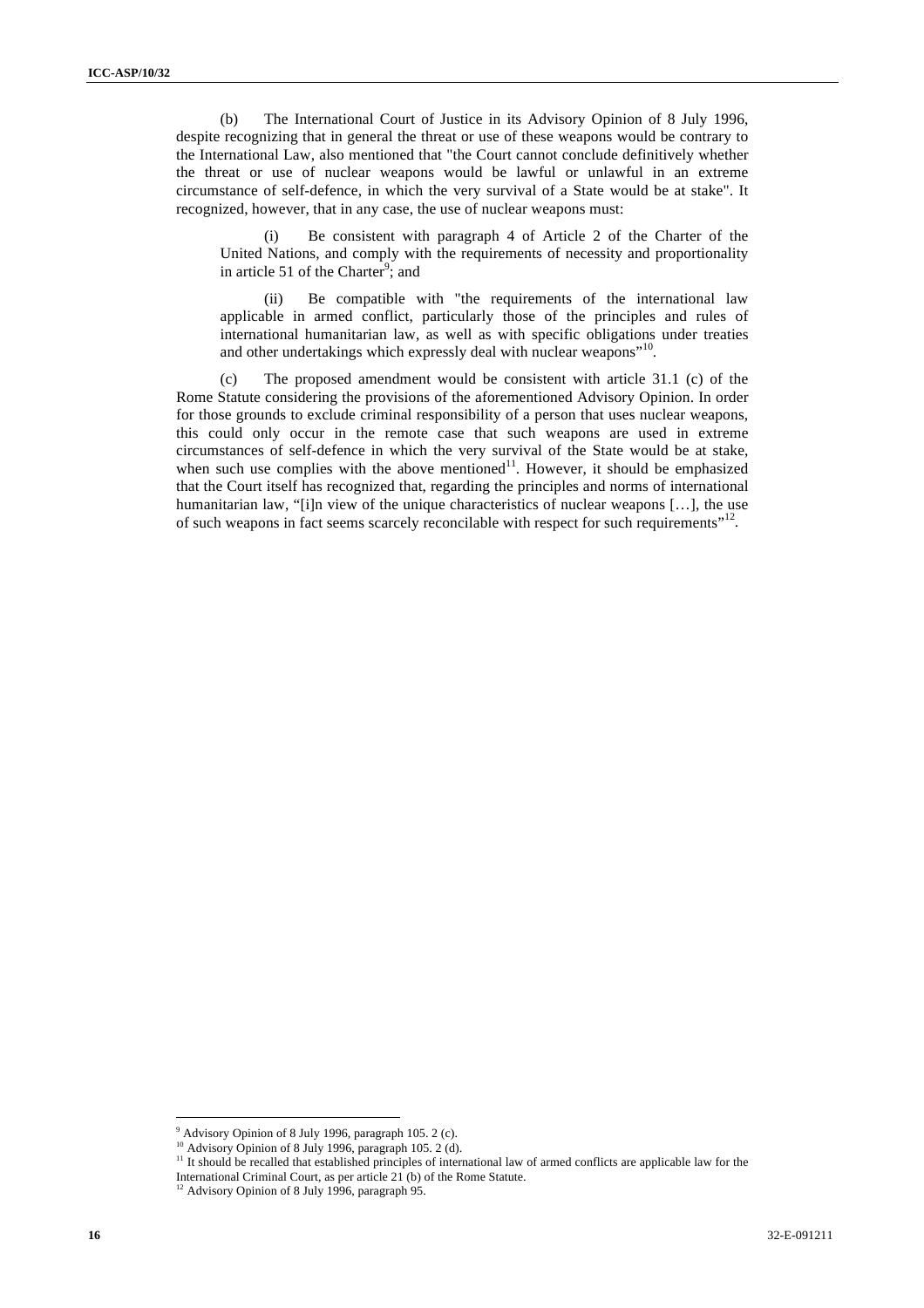(b) The International Court of Justice in its Advisory Opinion of 8 July 1996, despite recognizing that in general the threat or use of these weapons would be contrary to the International Law, also mentioned that "the Court cannot conclude definitively whether the threat or use of nuclear weapons would be lawful or unlawful in an extreme circumstance of self-defence, in which the very survival of a State would be at stake". It recognized, however, that in any case, the use of nuclear weapons must:

(i) Be consistent with paragraph 4 of Article 2 of the Charter of the United Nations, and comply with the requirements of necessity and proportionality in article 51 of the Charter[9]; and

(ii) Be compatible with "the requirements of the international law applicable in armed conflict, particularly those of the principles and rules of international humanitarian law, as well as with specific obligations under treaties and other undertakings which expressly deal with nuclear weapons"[10].

(c) The proposed amendment would be consistent with article 31.1 (c) of the Rome Statute considering the provisions of the aforementioned Advisory Opinion. In order for those grounds to exclude criminal responsibility of a person that uses nuclear weapons, this could only occur in the remote case that such weapons are used in extreme circumstances of self-defence in which the very survival of the State would be at stake, when such use complies with the above mentioned[11]. However, it should be emphasized that the Court itself has recognized that, regarding the principles and norms of international humanitarian law, "[i]n view of the unique characteristics of nuclear weapons […], the use of such weapons in fact seems scarcely reconcilable with respect for such requirements"[12].

---

[9] Advisory Opinion of 8 July 1996, paragraph 105. 2 (c).

[10] Advisory Opinion of 8 July 1996, paragraph 105. 2 (d).

[11] It should be recalled that established principles of international law of armed conflicts are applicable law for the International Criminal Court, as per article 21 (b) of the Rome Statute.

[12] Advisory Opinion of 8 July 1996, paragraph 95.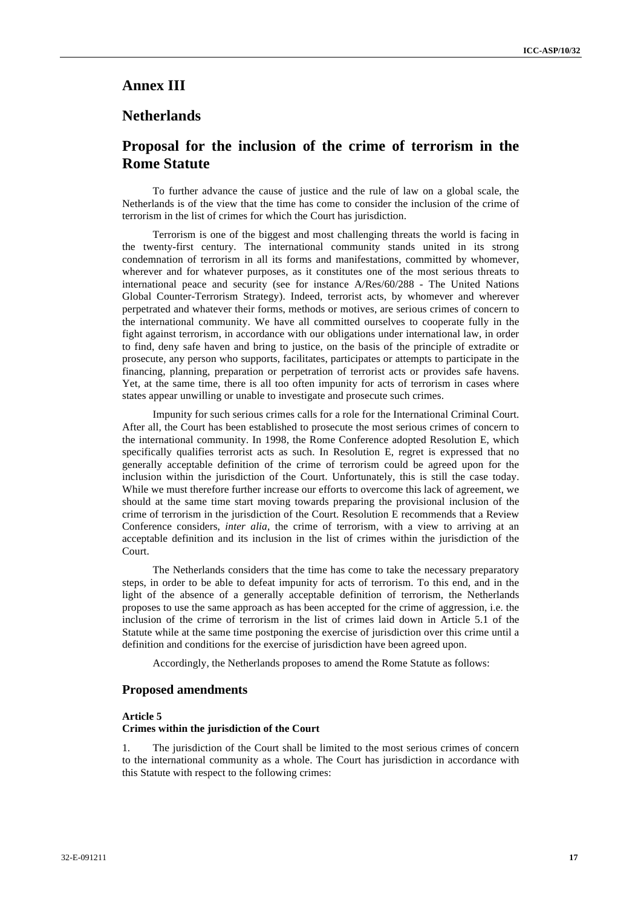# Annex III

# Netherlands

# Proposal for the inclusion of the crime of terrorism in the Rome Statute

To further advance the cause of justice and the rule of law on a global scale, the Netherlands is of the view that the time has come to consider the inclusion of the crime of terrorism in the list of crimes for which the Court has jurisdiction.

Terrorism is one of the biggest and most challenging threats the world is facing in the twenty-first century. The international community stands united in its strong condemnation of terrorism in all its forms and manifestations, committed by whomever, wherever and for whatever purposes, as it constitutes one of the most serious threats to international peace and security (see for instance A/Res/60/288 - The United Nations Global Counter-Terrorism Strategy). Indeed, terrorist acts, by whomever and wherever perpetrated and whatever their forms, methods or motives, are serious crimes of concern to the international community. We have all committed ourselves to cooperate fully in the fight against terrorism, in accordance with our obligations under international law, in order to find, deny safe haven and bring to justice, on the basis of the principle of extradite or prosecute, any person who supports, facilitates, participates or attempts to participate in the financing, planning, preparation or perpetration of terrorist acts or provides safe havens. Yet, at the same time, there is all too often impunity for acts of terrorism in cases where states appear unwilling or unable to investigate and prosecute such crimes.

Impunity for such serious crimes calls for a role for the International Criminal Court. After all, the Court has been established to prosecute the most serious crimes of concern to the international community. In 1998, the Rome Conference adopted Resolution E, which specifically qualifies terrorist acts as such. In Resolution E, regret is expressed that no generally acceptable definition of the crime of terrorism could be agreed upon for the inclusion within the jurisdiction of the Court. Unfortunately, this is still the case today. While we must therefore further increase our efforts to overcome this lack of agreement, we should at the same time start moving towards preparing the provisional inclusion of the crime of terrorism in the jurisdiction of the Court. Resolution E recommends that a Review Conference considers, *inter alia*, the crime of terrorism, with a view to arriving at an acceptable definition and its inclusion in the list of crimes within the jurisdiction of the Court.

The Netherlands considers that the time has come to take the necessary preparatory steps, in order to be able to defeat impunity for acts of terrorism. To this end, and in the light of the absence of a generally acceptable definition of terrorism, the Netherlands proposes to use the same approach as has been accepted for the crime of aggression, i.e. the inclusion of the crime of terrorism in the list of crimes laid down in Article 5.1 of the Statute while at the same time postponing the exercise of jurisdiction over this crime until a definition and conditions for the exercise of jurisdiction have been agreed upon.

Accordingly, the Netherlands proposes to amend the Rome Statute as follows:

## Proposed amendments

**Article 5**
**Crimes within the jurisdiction of the Court**

1. The jurisdiction of the Court shall be limited to the most serious crimes of concern to the international community as a whole. The Court has jurisdiction in accordance with this Statute with respect to the following crimes: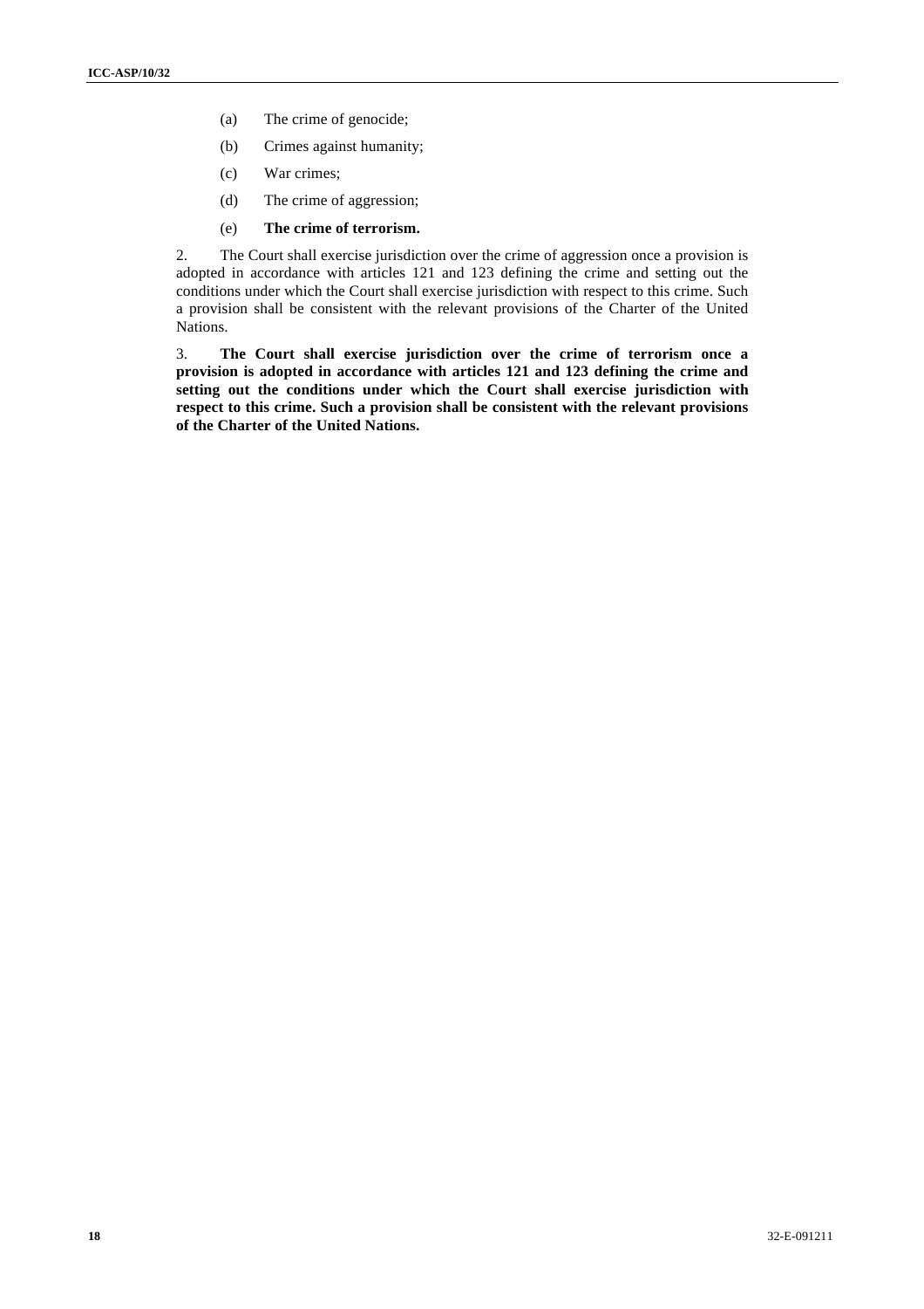(a) The crime of genocide;

(b) Crimes against humanity;

(c) War crimes;

(d) The crime of aggression;

(e) **The crime of terrorism.**

2. The Court shall exercise jurisdiction over the crime of aggression once a provision is adopted in accordance with articles 121 and 123 defining the crime and setting out the conditions under which the Court shall exercise jurisdiction with respect to this crime. Such a provision shall be consistent with the relevant provisions of the Charter of the United Nations.

3. **The Court shall exercise jurisdiction over the crime of terrorism once a provision is adopted in accordance with articles 121 and 123 defining the crime and setting out the conditions under which the Court shall exercise jurisdiction with respect to this crime. Such a provision shall be consistent with the relevant provisions of the Charter of the United Nations.**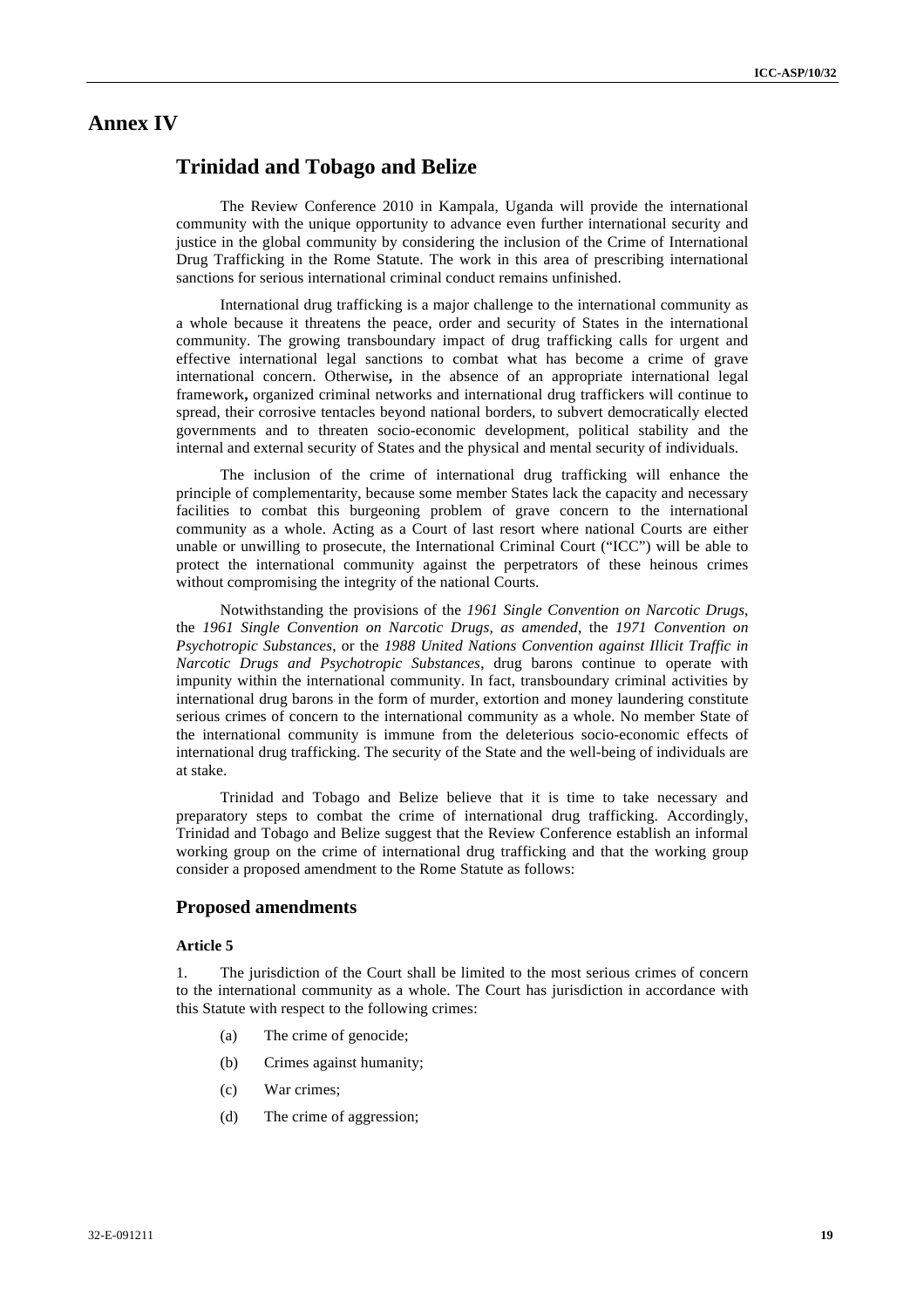# Annex IV

## Trinidad and Tobago and Belize

The Review Conference 2010 in Kampala, Uganda will provide the international community with the unique opportunity to advance even further international security and justice in the global community by considering the inclusion of the Crime of International Drug Trafficking in the Rome Statute. The work in this area of prescribing international sanctions for serious international criminal conduct remains unfinished.

International drug trafficking is a major challenge to the international community as a whole because it threatens the peace, order and security of States in the international community. The growing transboundary impact of drug trafficking calls for urgent and effective international legal sanctions to combat what has become a crime of grave international concern. Otherwise**,** in the absence of an appropriate international legal framework**,** organized criminal networks and international drug traffickers will continue to spread, their corrosive tentacles beyond national borders, to subvert democratically elected governments and to threaten socio-economic development, political stability and the internal and external security of States and the physical and mental security of individuals.

The inclusion of the crime of international drug trafficking will enhance the principle of complementarity, because some member States lack the capacity and necessary facilities to combat this burgeoning problem of grave concern to the international community as a whole. Acting as a Court of last resort where national Courts are either unable or unwilling to prosecute, the International Criminal Court ("ICC") will be able to protect the international community against the perpetrators of these heinous crimes without compromising the integrity of the national Courts.

Notwithstanding the provisions of the *1961 Single Convention on Narcotic Drugs*, the *1961 Single Convention on Narcotic Drugs, as amended*, the *1971 Convention on Psychotropic Substances*, or the *1988 United Nations Convention against Illicit Traffic in Narcotic Drugs and Psychotropic Substances*, drug barons continue to operate with impunity within the international community. In fact, transboundary criminal activities by international drug barons in the form of murder, extortion and money laundering constitute serious crimes of concern to the international community as a whole. No member State of the international community is immune from the deleterious socio-economic effects of international drug trafficking. The security of the State and the well-being of individuals are at stake.

Trinidad and Tobago and Belize believe that it is time to take necessary and preparatory steps to combat the crime of international drug trafficking. Accordingly, Trinidad and Tobago and Belize suggest that the Review Conference establish an informal working group on the crime of international drug trafficking and that the working group consider a proposed amendment to the Rome Statute as follows:

### Proposed amendments

#### Article 5

1. The jurisdiction of the Court shall be limited to the most serious crimes of concern to the international community as a whole. The Court has jurisdiction in accordance with this Statute with respect to the following crimes:

   (a) The crime of genocide;

   (b) Crimes against humanity;

   (c) War crimes;

   (d) The crime of aggression;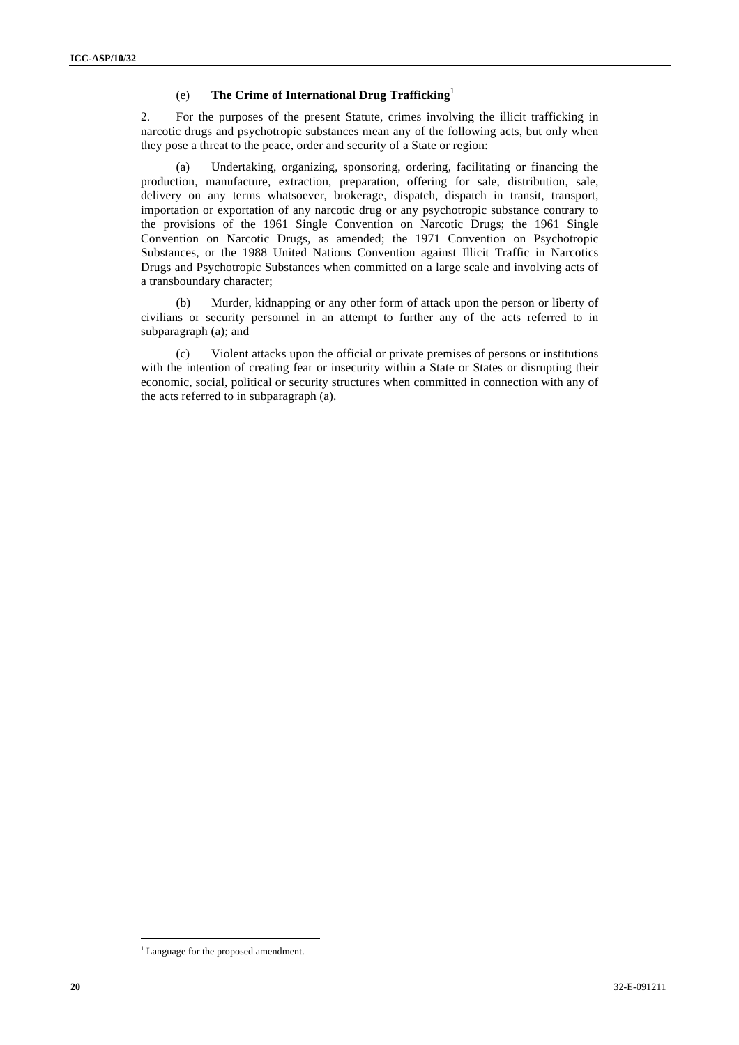### (e) **The Crime of International Drug Trafficking**[1]

2. For the purposes of the present Statute, crimes involving the illicit trafficking in narcotic drugs and psychotropic substances mean any of the following acts, but only when they pose a threat to the peace, order and security of a State or region:

(a) Undertaking, organizing, sponsoring, ordering, facilitating or financing the production, manufacture, extraction, preparation, offering for sale, distribution, sale, delivery on any terms whatsoever, brokerage, dispatch, dispatch in transit, transport, importation or exportation of any narcotic drug or any psychotropic substance contrary to the provisions of the 1961 Single Convention on Narcotic Drugs; the 1961 Single Convention on Narcotic Drugs, as amended; the 1971 Convention on Psychotropic Substances, or the 1988 United Nations Convention against Illicit Traffic in Narcotics Drugs and Psychotropic Substances when committed on a large scale and involving acts of a transboundary character;

(b) Murder, kidnapping or any other form of attack upon the person or liberty of civilians or security personnel in an attempt to further any of the acts referred to in subparagraph (a); and

(c) Violent attacks upon the official or private premises of persons or institutions with the intention of creating fear or insecurity within a State or States or disrupting their economic, social, political or security structures when committed in connection with any of the acts referred to in subparagraph (a).

---

[1] Language for the proposed amendment.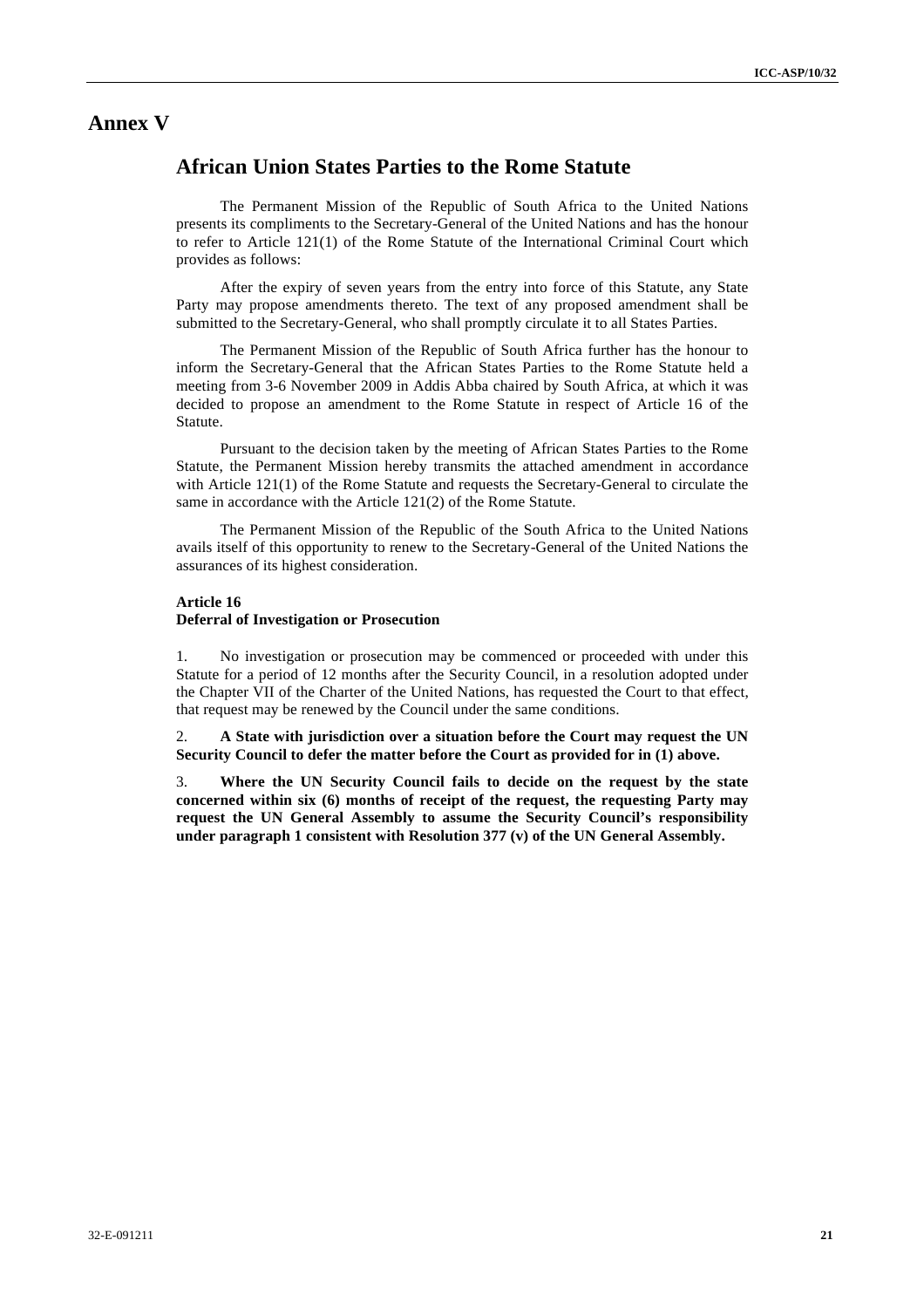# Annex V

## African Union States Parties to the Rome Statute

The Permanent Mission of the Republic of South Africa to the United Nations presents its compliments to the Secretary-General of the United Nations and has the honour to refer to Article 121(1) of the Rome Statute of the International Criminal Court which provides as follows:

After the expiry of seven years from the entry into force of this Statute, any State Party may propose amendments thereto. The text of any proposed amendment shall be submitted to the Secretary-General, who shall promptly circulate it to all States Parties.

The Permanent Mission of the Republic of South Africa further has the honour to inform the Secretary-General that the African States Parties to the Rome Statute held a meeting from 3-6 November 2009 in Addis Abba chaired by South Africa, at which it was decided to propose an amendment to the Rome Statute in respect of Article 16 of the Statute.

Pursuant to the decision taken by the meeting of African States Parties to the Rome Statute, the Permanent Mission hereby transmits the attached amendment in accordance with Article 121(1) of the Rome Statute and requests the Secretary-General to circulate the same in accordance with the Article 121(2) of the Rome Statute.

The Permanent Mission of the Republic of the South Africa to the United Nations avails itself of this opportunity to renew to the Secretary-General of the United Nations the assurances of its highest consideration.

**Article 16**
**Deferral of Investigation or Prosecution**

1. No investigation or prosecution may be commenced or proceeded with under this Statute for a period of 12 months after the Security Council, in a resolution adopted under the Chapter VII of the Charter of the United Nations, has requested the Court to that effect, that request may be renewed by the Council under the same conditions.

2. **A State with jurisdiction over a situation before the Court may request the UN Security Council to defer the matter before the Court as provided for in (1) above.**

3. **Where the UN Security Council fails to decide on the request by the state concerned within six (6) months of receipt of the request, the requesting Party may request the UN General Assembly to assume the Security Council's responsibility under paragraph 1 consistent with Resolution 377 (v) of the UN General Assembly.**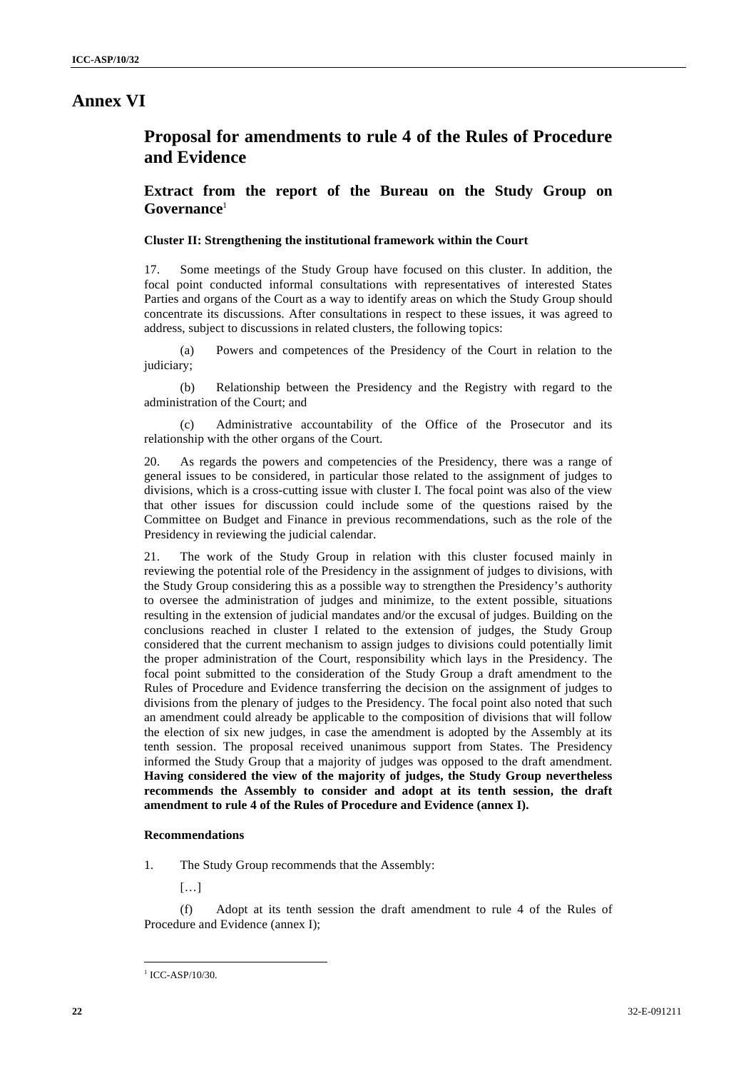# Annex VI

## Proposal for amendments to rule 4 of the Rules of Procedure and Evidence

### Extract from the report of the Bureau on the Study Group on Governance[1]

**Cluster II: Strengthening the institutional framework within the Court**

17. Some meetings of the Study Group have focused on this cluster. In addition, the focal point conducted informal consultations with representatives of interested States Parties and organs of the Court as a way to identify areas on which the Study Group should concentrate its discussions. After consultations in respect to these issues, it was agreed to address, subject to discussions in related clusters, the following topics:

(a) Powers and competences of the Presidency of the Court in relation to the judiciary;

(b) Relationship between the Presidency and the Registry with regard to the administration of the Court; and

(c) Administrative accountability of the Office of the Prosecutor and its relationship with the other organs of the Court.

20. As regards the powers and competencies of the Presidency, there was a range of general issues to be considered, in particular those related to the assignment of judges to divisions, which is a cross-cutting issue with cluster I. The focal point was also of the view that other issues for discussion could include some of the questions raised by the Committee on Budget and Finance in previous recommendations, such as the role of the Presidency in reviewing the judicial calendar.

21. The work of the Study Group in relation with this cluster focused mainly in reviewing the potential role of the Presidency in the assignment of judges to divisions, with the Study Group considering this as a possible way to strengthen the Presidency's authority to oversee the administration of judges and minimize, to the extent possible, situations resulting in the extension of judicial mandates and/or the excusal of judges. Building on the conclusions reached in cluster I related to the extension of judges, the Study Group considered that the current mechanism to assign judges to divisions could potentially limit the proper administration of the Court, responsibility which lays in the Presidency. The focal point submitted to the consideration of the Study Group a draft amendment to the Rules of Procedure and Evidence transferring the decision on the assignment of judges to divisions from the plenary of judges to the Presidency. The focal point also noted that such an amendment could already be applicable to the composition of divisions that will follow the election of six new judges, in case the amendment is adopted by the Assembly at its tenth session. The proposal received unanimous support from States. The Presidency informed the Study Group that a majority of judges was opposed to the draft amendment. **Having considered the view of the majority of judges, the Study Group nevertheless recommends the Assembly to consider and adopt at its tenth session, the draft amendment to rule 4 of the Rules of Procedure and Evidence (annex I).**

**Recommendations**

1. The Study Group recommends that the Assembly:

[…]

(f) Adopt at its tenth session the draft amendment to rule 4 of the Rules of Procedure and Evidence (annex I);

---

[1] ICC-ASP/10/30.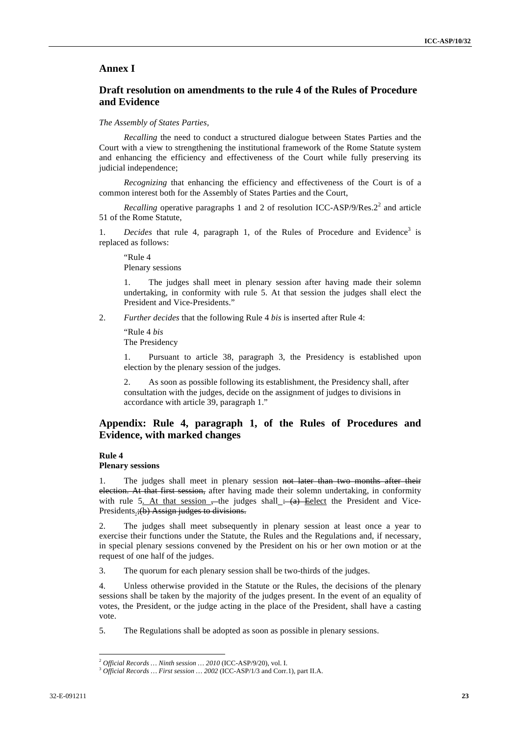# Annex I

## Draft resolution on amendments to the rule 4 of the Rules of Procedure and Evidence

*The Assembly of States Parties,*

*Recalling* the need to conduct a structured dialogue between States Parties and the Court with a view to strengthening the institutional framework of the Rome Statute system and enhancing the efficiency and effectiveness of the Court while fully preserving its judicial independence;

*Recognizing* that enhancing the efficiency and effectiveness of the Court is of a common interest both for the Assembly of States Parties and the Court,

*Recalling* operative paragraphs 1 and 2 of resolution ICC-ASP/9/Res.2[2] and article 51 of the Rome Statute,

1. *Decides* that rule 4, paragraph 1, of the Rules of Procedure and Evidence[3] is replaced as follows:

> "Rule 4
> Plenary sessions
>
> 1. The judges shall meet in plenary session after having made their solemn undertaking, in conformity with rule 5. At that session the judges shall elect the President and Vice-Presidents."

2. *Further decides* that the following Rule 4 *bis* is inserted after Rule 4:

> "Rule 4 *bis*
> The Presidency
>
> 1. Pursuant to article 38, paragraph 3, the Presidency is established upon election by the plenary session of the judges.
>
> 2. As soon as possible following its establishment, the Presidency shall, after consultation with the judges, decide on the assignment of judges to divisions in accordance with article 39, paragraph 1."

## Appendix: Rule 4, paragraph 1, of the Rules of Procedures and Evidence, with marked changes

**Rule 4**
**Plenary sessions**

1. The judges shall meet in plenary session ~~not later than two months after their election. At that first session,~~ after having made their solemn undertaking, in conformity with rule 5<u>. At that session </u>~~,~~ the judges shall~~: (a) E~~<u>e</u>lect the President and Vice-Presidents<u>.</u>~~;(b) Assign judges to divisions.~~

2. The judges shall meet subsequently in plenary session at least once a year to exercise their functions under the Statute, the Rules and the Regulations and, if necessary, in special plenary sessions convened by the President on his or her own motion or at the request of one half of the judges.

3. The quorum for each plenary session shall be two-thirds of the judges.

4. Unless otherwise provided in the Statute or the Rules, the decisions of the plenary sessions shall be taken by the majority of the judges present. In the event of an equality of votes, the President, or the judge acting in the place of the President, shall have a casting vote.

5. The Regulations shall be adopted as soon as possible in plenary sessions.

---

[2] *Official Records … Ninth session … 2010* (ICC-ASP/9/20), vol. I.

[3] *Official Records … First session … 2002* (ICC-ASP/1/3 and Corr.1), part II.A.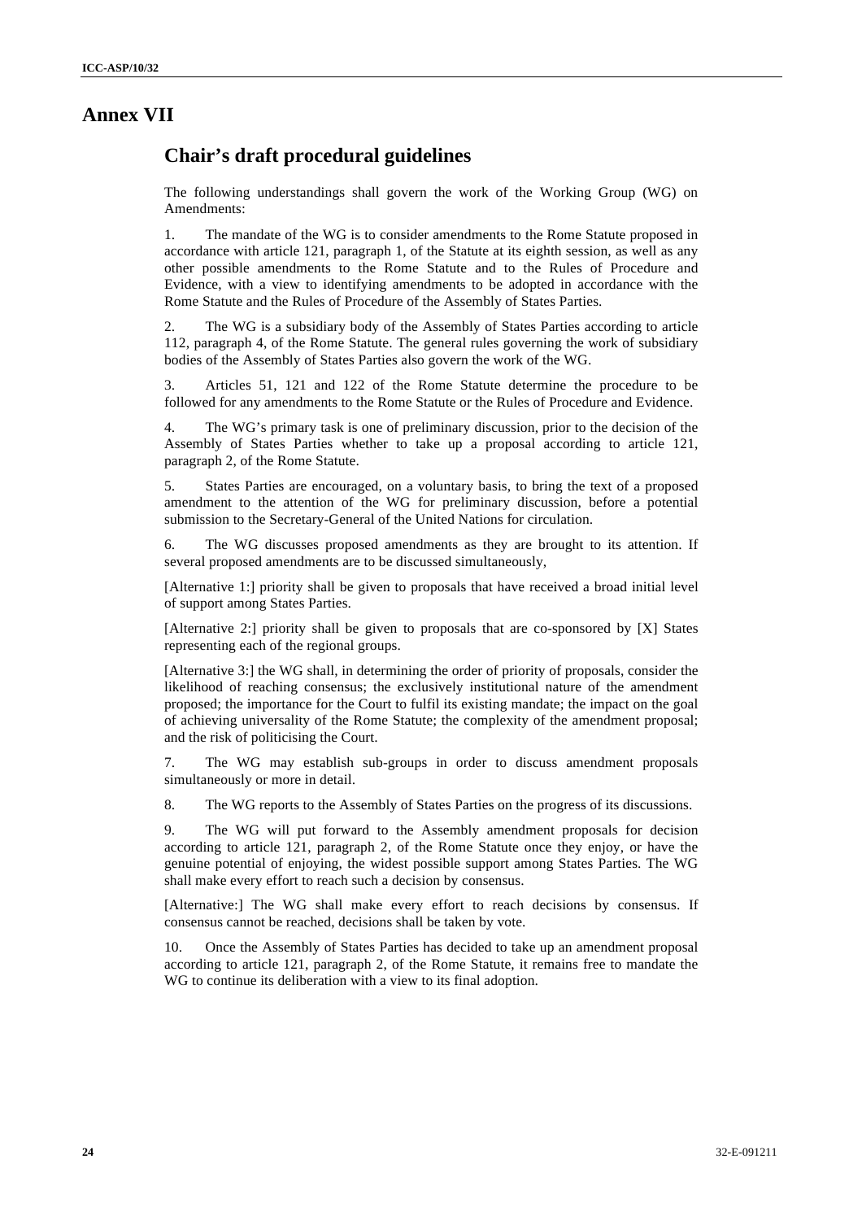# Annex VII

## Chair's draft procedural guidelines

The following understandings shall govern the work of the Working Group (WG) on Amendments:

1. The mandate of the WG is to consider amendments to the Rome Statute proposed in accordance with article 121, paragraph 1, of the Statute at its eighth session, as well as any other possible amendments to the Rome Statute and to the Rules of Procedure and Evidence, with a view to identifying amendments to be adopted in accordance with the Rome Statute and the Rules of Procedure of the Assembly of States Parties.

2. The WG is a subsidiary body of the Assembly of States Parties according to article 112, paragraph 4, of the Rome Statute. The general rules governing the work of subsidiary bodies of the Assembly of States Parties also govern the work of the WG.

3. Articles 51, 121 and 122 of the Rome Statute determine the procedure to be followed for any amendments to the Rome Statute or the Rules of Procedure and Evidence.

4. The WG's primary task is one of preliminary discussion, prior to the decision of the Assembly of States Parties whether to take up a proposal according to article 121, paragraph 2, of the Rome Statute.

5. States Parties are encouraged, on a voluntary basis, to bring the text of a proposed amendment to the attention of the WG for preliminary discussion, before a potential submission to the Secretary-General of the United Nations for circulation.

6. The WG discusses proposed amendments as they are brought to its attention. If several proposed amendments are to be discussed simultaneously,

[Alternative 1:] priority shall be given to proposals that have received a broad initial level of support among States Parties.

[Alternative 2:] priority shall be given to proposals that are co-sponsored by [X] States representing each of the regional groups.

[Alternative 3:] the WG shall, in determining the order of priority of proposals, consider the likelihood of reaching consensus; the exclusively institutional nature of the amendment proposed; the importance for the Court to fulfil its existing mandate; the impact on the goal of achieving universality of the Rome Statute; the complexity of the amendment proposal; and the risk of politicising the Court.

7. The WG may establish sub-groups in order to discuss amendment proposals simultaneously or more in detail.

8. The WG reports to the Assembly of States Parties on the progress of its discussions.

9. The WG will put forward to the Assembly amendment proposals for decision according to article 121, paragraph 2, of the Rome Statute once they enjoy, or have the genuine potential of enjoying, the widest possible support among States Parties. The WG shall make every effort to reach such a decision by consensus.

[Alternative:] The WG shall make every effort to reach decisions by consensus. If consensus cannot be reached, decisions shall be taken by vote.

10. Once the Assembly of States Parties has decided to take up an amendment proposal according to article 121, paragraph 2, of the Rome Statute, it remains free to mandate the WG to continue its deliberation with a view to its final adoption.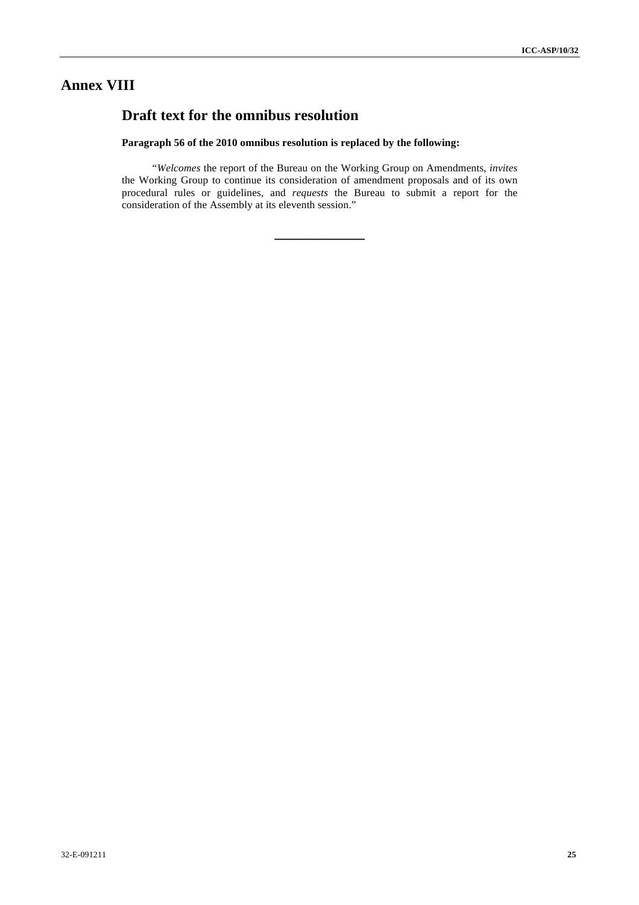# Annex VIII

## Draft text for the omnibus resolution

**Paragraph 56 of the 2010 omnibus resolution is replaced by the following:**

"*Welcomes* the report of the Bureau on the Working Group on Amendments, *invites* the Working Group to continue its consideration of amendment proposals and of its own procedural rules or guidelines, and *requests* the Bureau to submit a report for the consideration of the Assembly at its eleventh session."

---